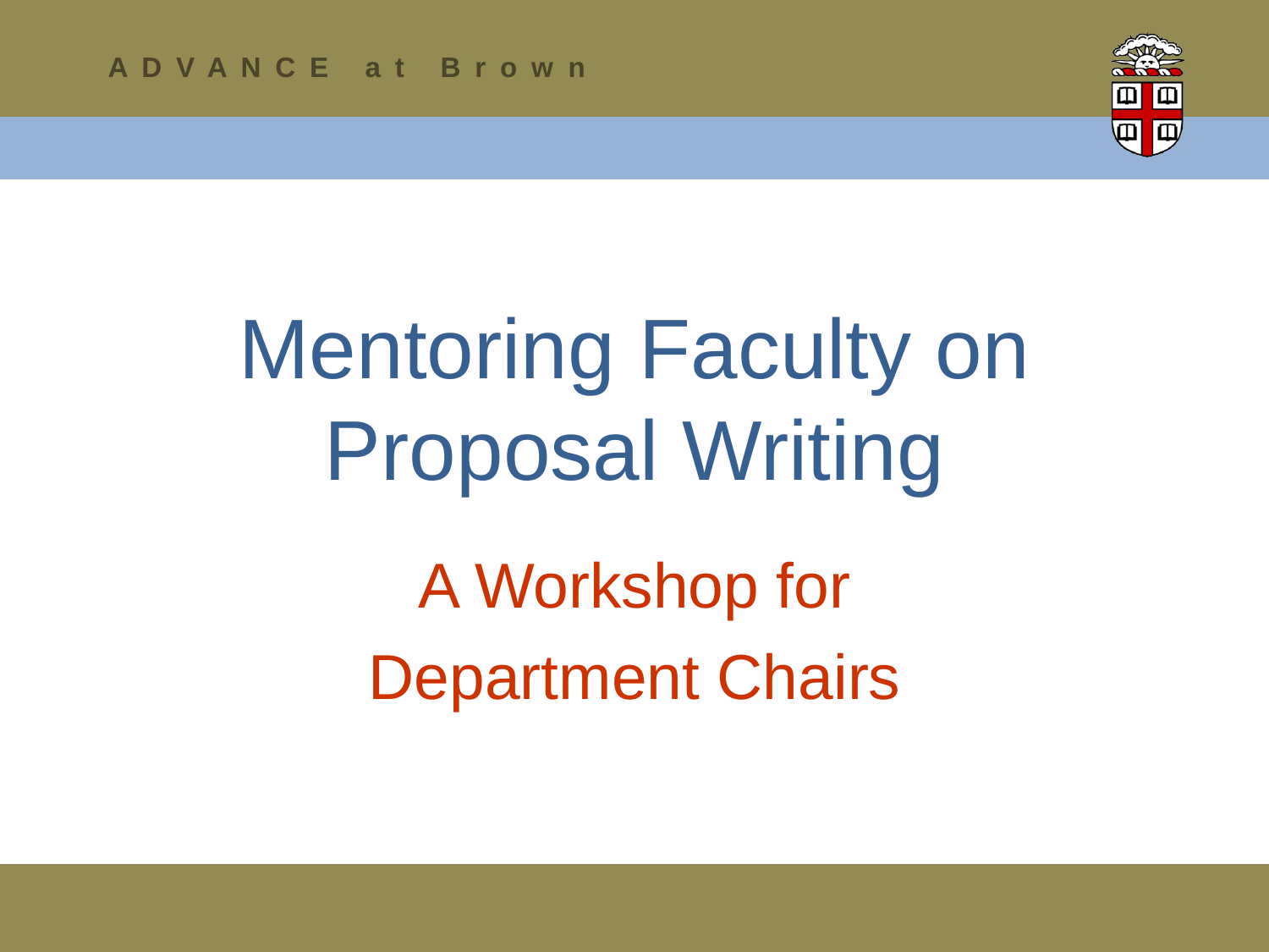ADVANCE at Brown

# Mentoring Faculty on Proposal Writing

## A Workshop for Department Chairs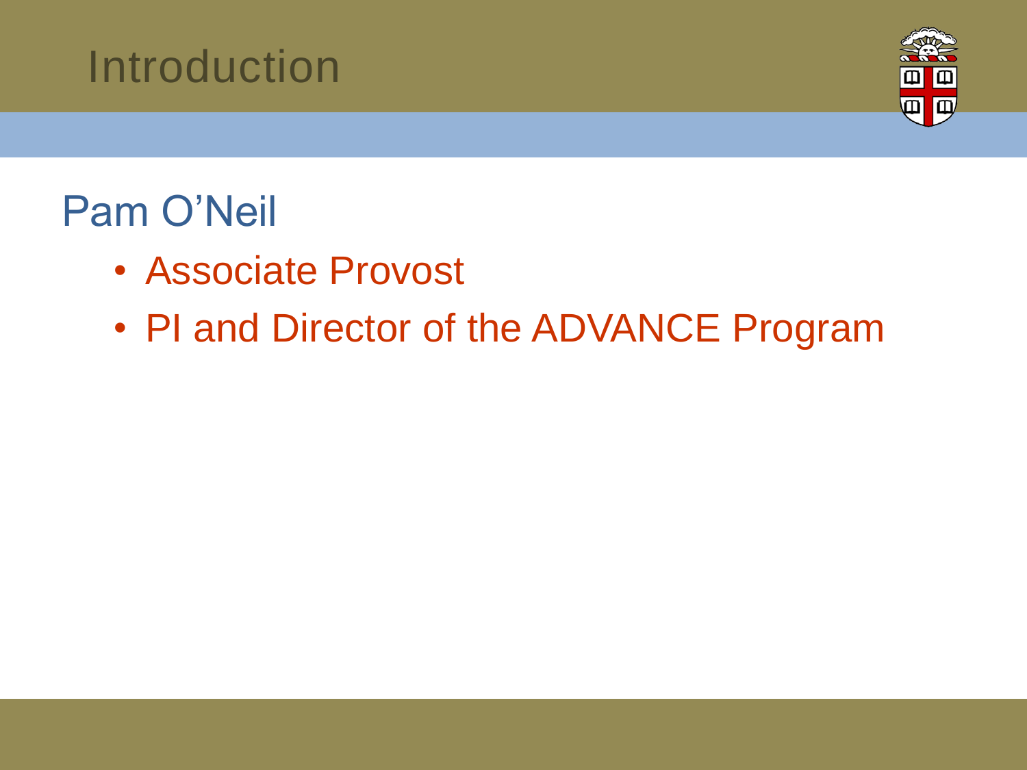# Introduction

## Pam O'Neil

- Associate Provost
- PI and Director of the ADVANCE Program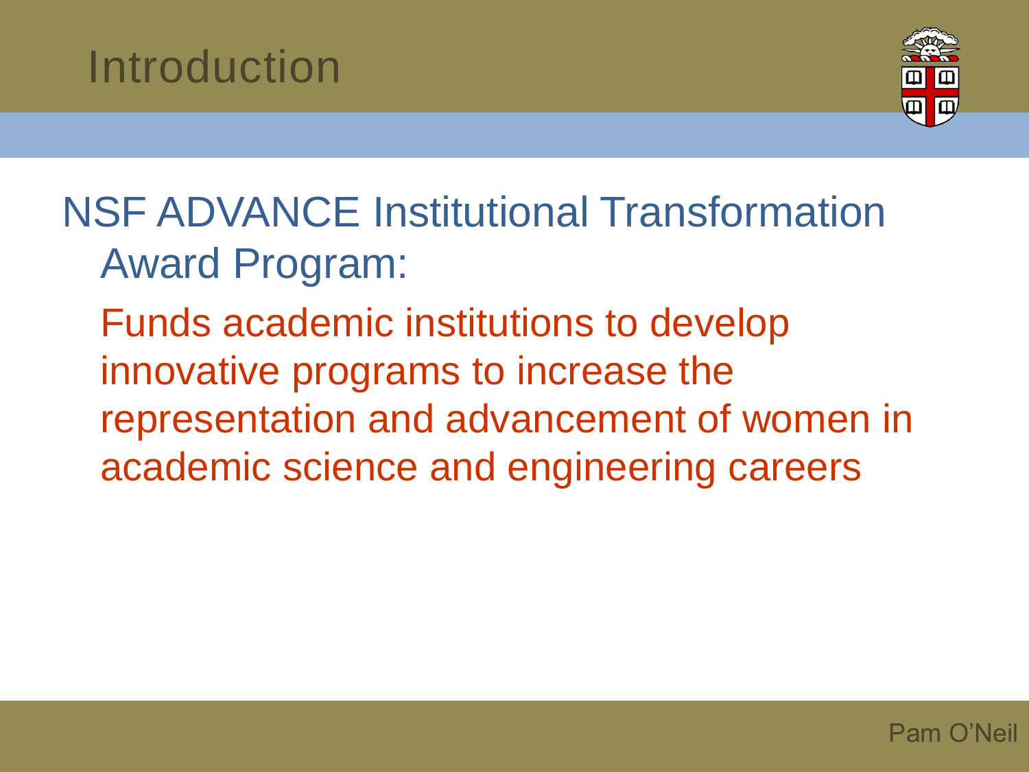# Introduction

NSF ADVANCE Institutional Transformation Award Program:

Funds academic institutions to develop innovative programs to increase the representation and advancement of women in academic science and engineering careers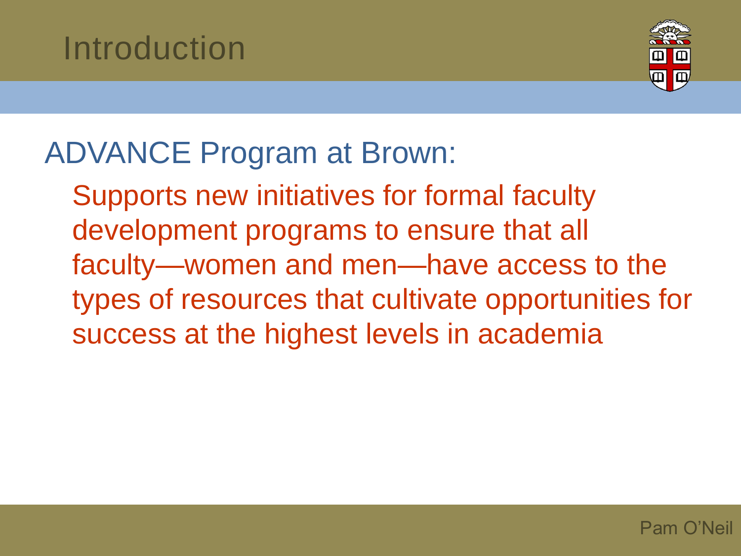# Introduction

## ADVANCE Program at Brown:

Supports new initiatives for formal faculty development programs to ensure that all faculty—women and men—have access to the types of resources that cultivate opportunities for success at the highest levels in academia

Pam O'Neil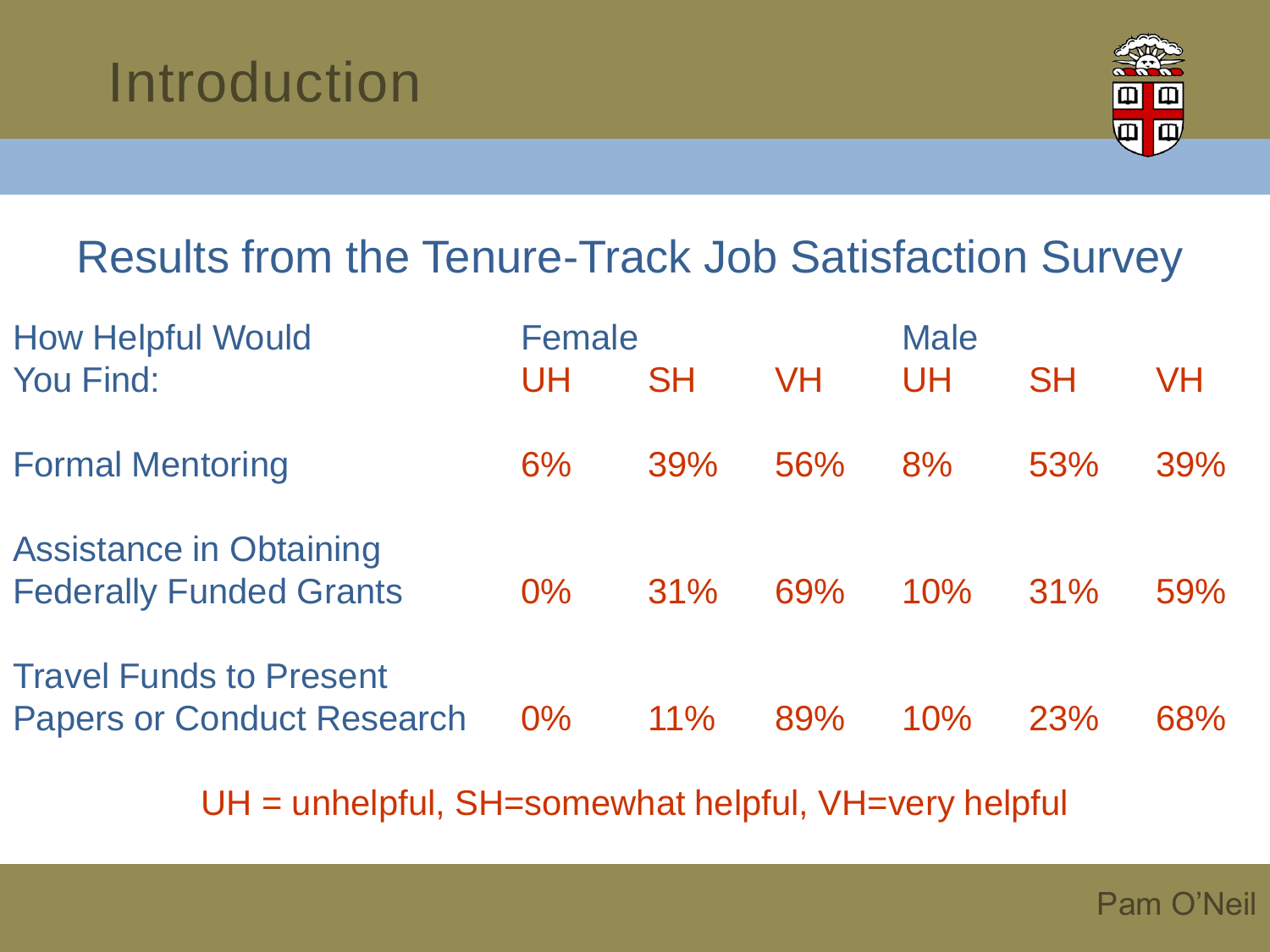# Introduction

## Results from the Tenure-Track Job Satisfaction Survey

| How Helpful Would You Find: | Female | | | Male | | |
|---|---|---|---|---|---|---|
| | UH | SH | VH | UH | SH | VH |
| Formal Mentoring | 6% | 39% | 56% | 8% | 53% | 39% |
| Assistance in Obtaining Federally Funded Grants | 0% | 31% | 69% | 10% | 31% | 59% |
| Travel Funds to Present Papers or Conduct Research | 0% | 11% | 89% | 10% | 23% | 68% |

UH = unhelpful, SH=somewhat helpful, VH=very helpful

Pam O'Neil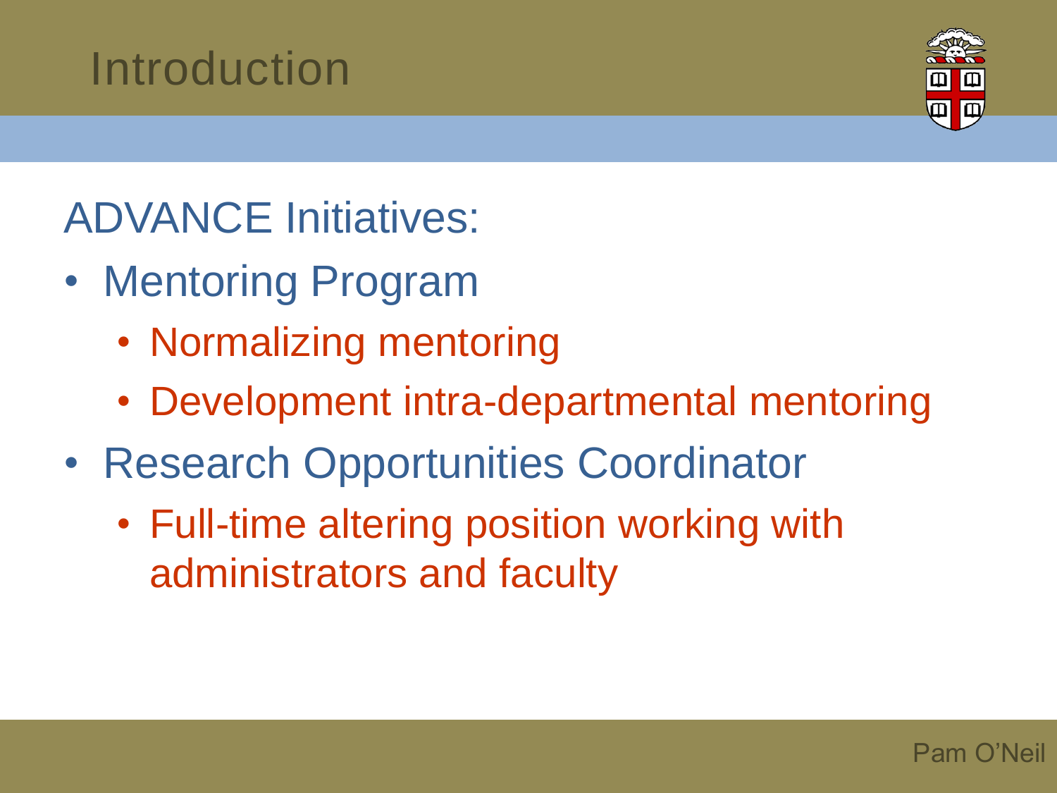# Introduction

ADVANCE Initiatives:

- Mentoring Program
  - Normalizing mentoring
  - Development intra-departmental mentoring
- Research Opportunities Coordinator
  - Full-time altering position working with administrators and faculty

Pam O'Neil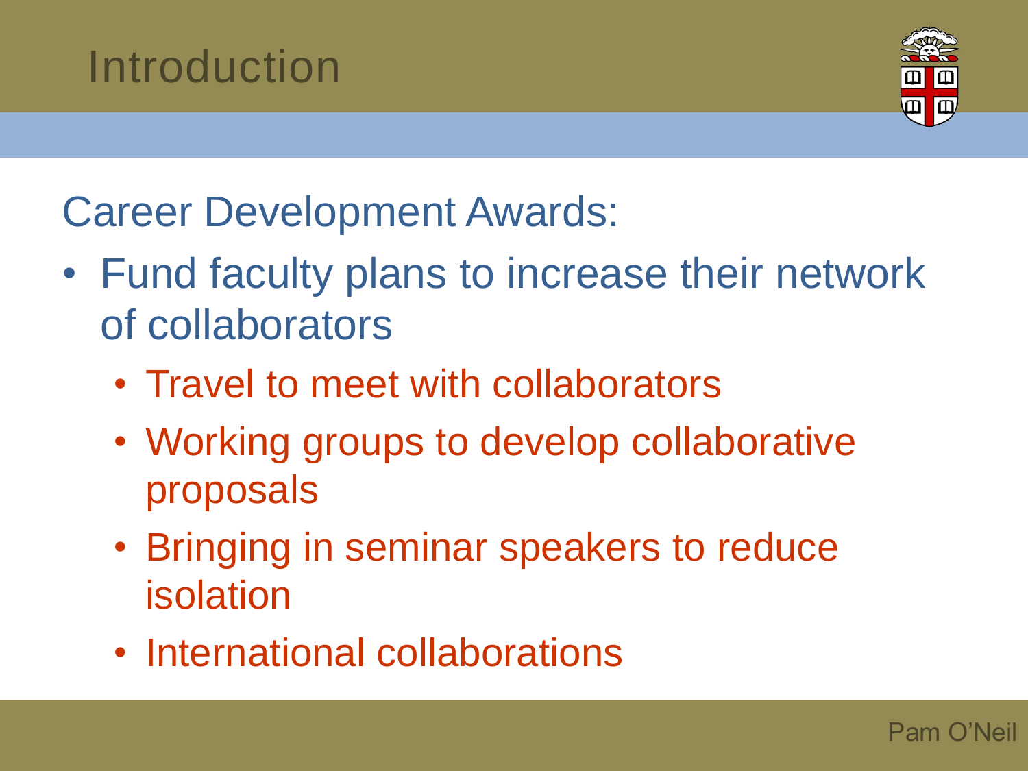# Introduction

Career Development Awards:

- Fund faculty plans to increase their network of collaborators
  - Travel to meet with collaborators
  - Working groups to develop collaborative proposals
  - Bringing in seminar speakers to reduce isolation
  - International collaborations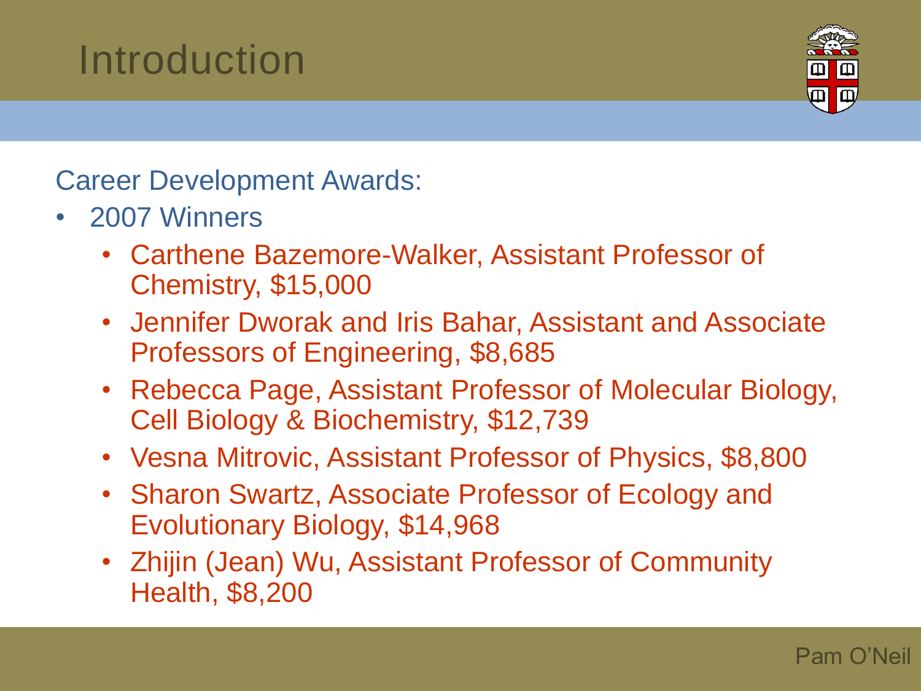# Introduction

Career Development Awards:

- 2007 Winners
  - Carthene Bazemore-Walker, Assistant Professor of Chemistry, $15,000
  - Jennifer Dworak and Iris Bahar, Assistant and Associate Professors of Engineering, $8,685
  - Rebecca Page, Assistant Professor of Molecular Biology, Cell Biology & Biochemistry, $12,739
  - Vesna Mitrovic, Assistant Professor of Physics, $8,800
  - Sharon Swartz, Associate Professor of Ecology and Evolutionary Biology, $14,968
  - Zhijin (Jean) Wu, Assistant Professor of Community Health, $8,200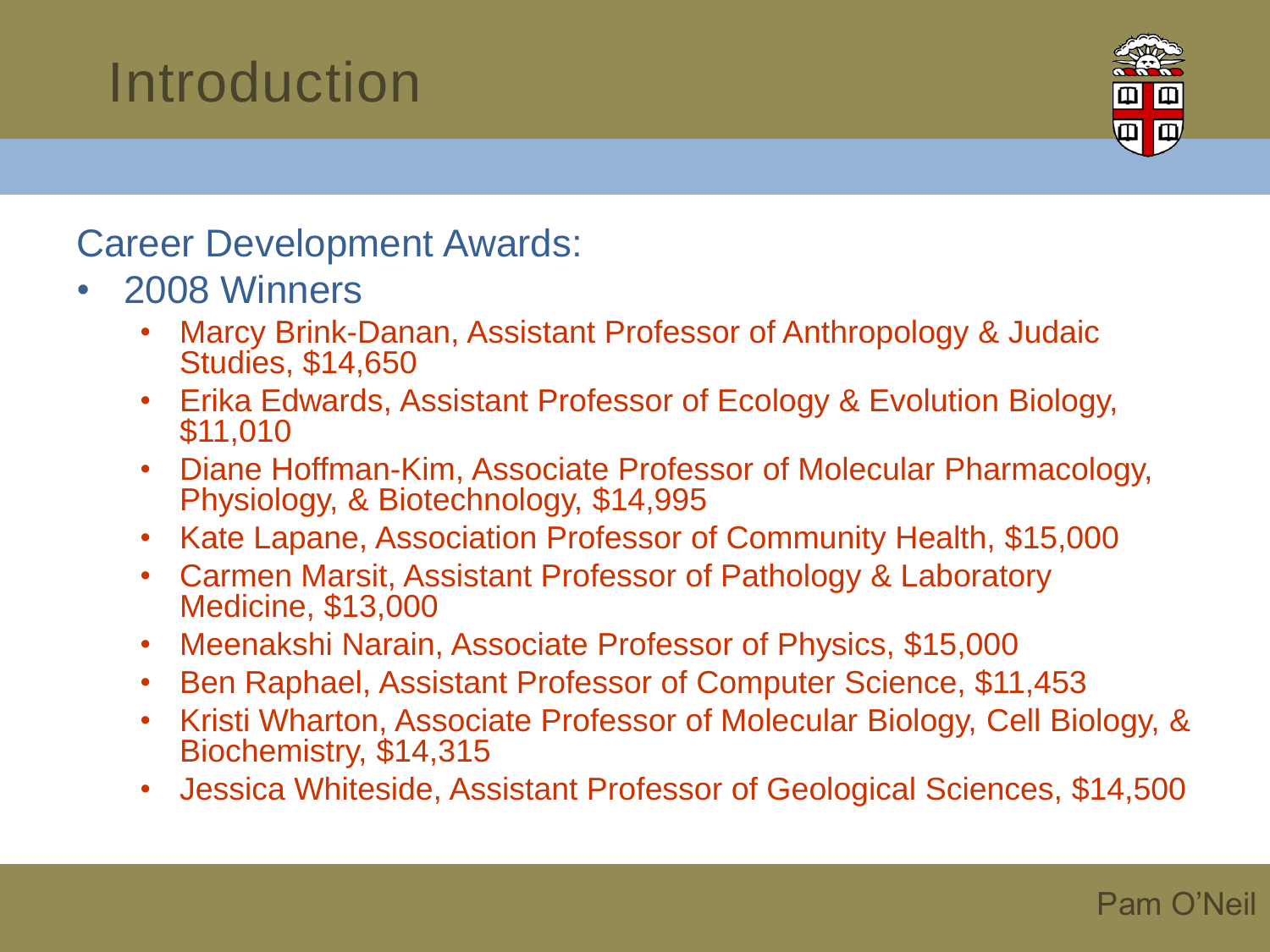# Introduction

Career Development Awards:

- 2008 Winners
  - Marcy Brink-Danan, Assistant Professor of Anthropology & Judaic Studies, $14,650
  - Erika Edwards, Assistant Professor of Ecology & Evolution Biology, $11,010
  - Diane Hoffman-Kim, Associate Professor of Molecular Pharmacology, Physiology, & Biotechnology, $14,995
  - Kate Lapane, Association Professor of Community Health, $15,000
  - Carmen Marsit, Assistant Professor of Pathology & Laboratory Medicine, $13,000
  - Meenakshi Narain, Associate Professor of Physics, $15,000
  - Ben Raphael, Assistant Professor of Computer Science, $11,453
  - Kristi Wharton, Associate Professor of Molecular Biology, Cell Biology, & Biochemistry, $14,315
  - Jessica Whiteside, Assistant Professor of Geological Sciences, $14,500

Pam O'Neil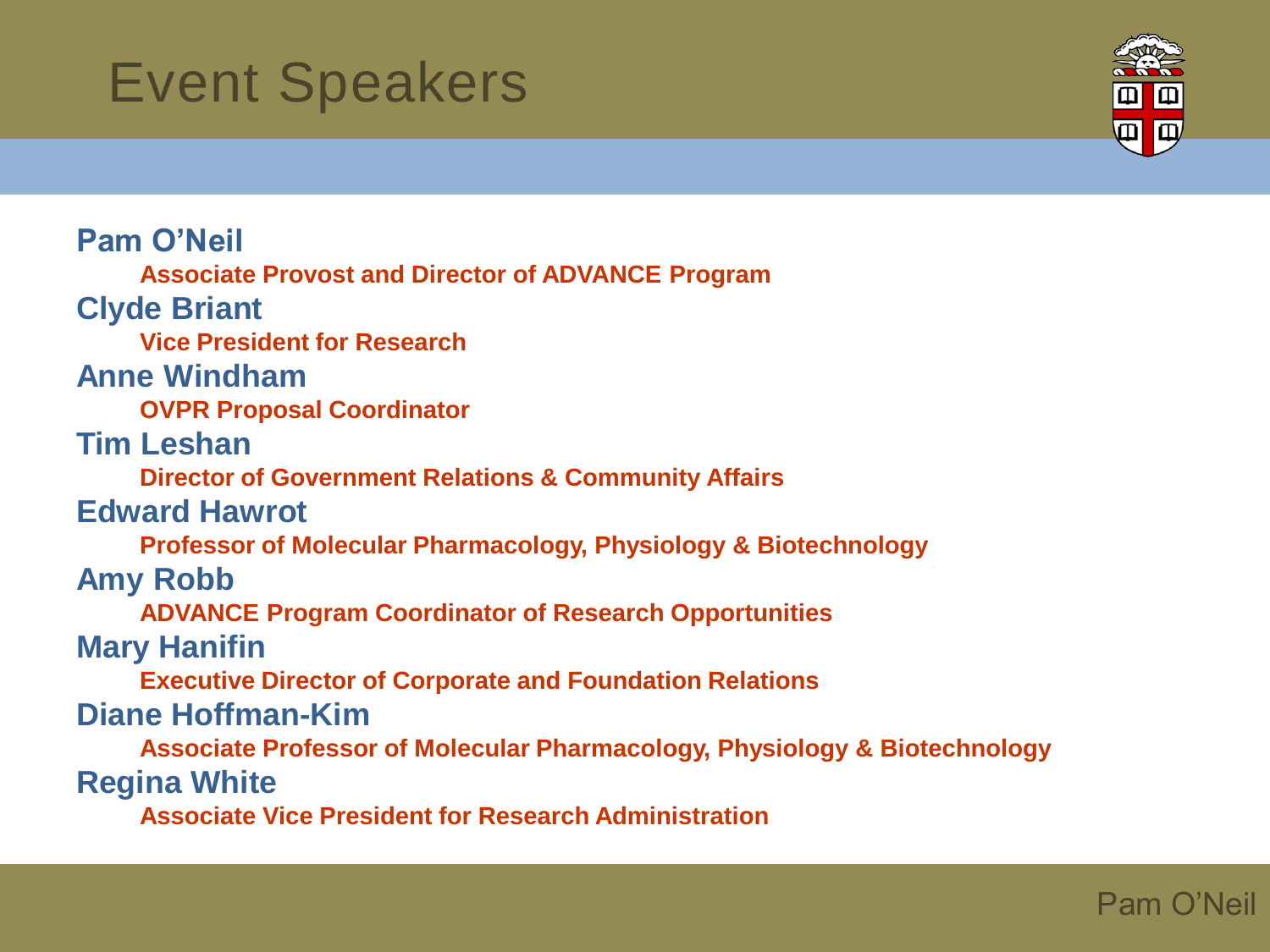# Event Speakers

**Pam O'Neil**
- **Associate Provost and Director of ADVANCE Program**

**Clyde Briant**
- **Vice President for Research**

**Anne Windham**
- **OVPR Proposal Coordinator**

**Tim Leshan**
- **Director of Government Relations & Community Affairs**

**Edward Hawrot**
- **Professor of Molecular Pharmacology, Physiology & Biotechnology**

**Amy Robb**
- **ADVANCE Program Coordinator of Research Opportunities**

**Mary Hanifin**
- **Executive Director of Corporate and Foundation Relations**

**Diane Hoffman-Kim**
- **Associate Professor of Molecular Pharmacology, Physiology & Biotechnology**

**Regina White**
- **Associate Vice President for Research Administration**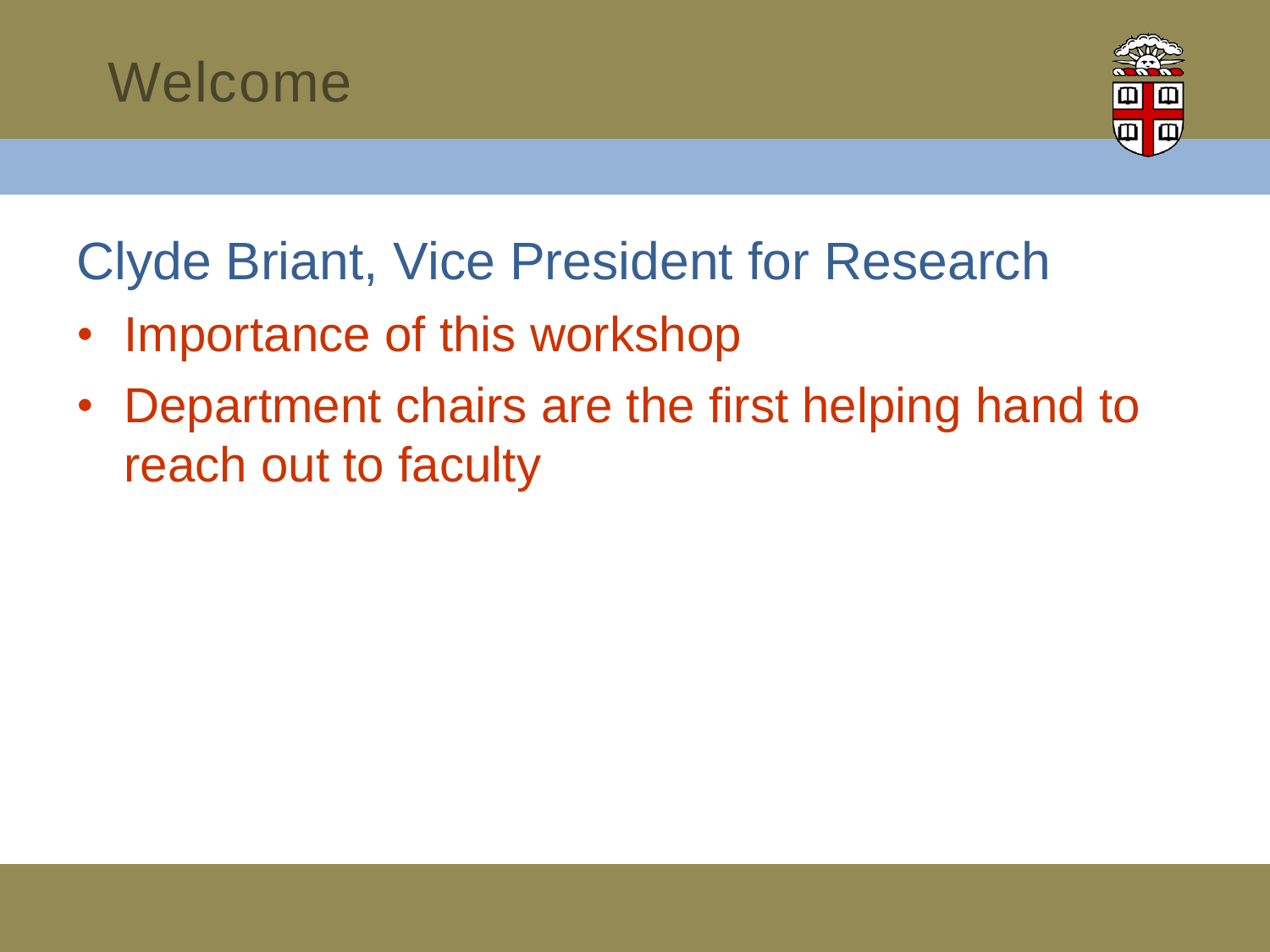# Welcome

## Clyde Briant, Vice President for Research

- Importance of this workshop
- Department chairs are the first helping hand to reach out to faculty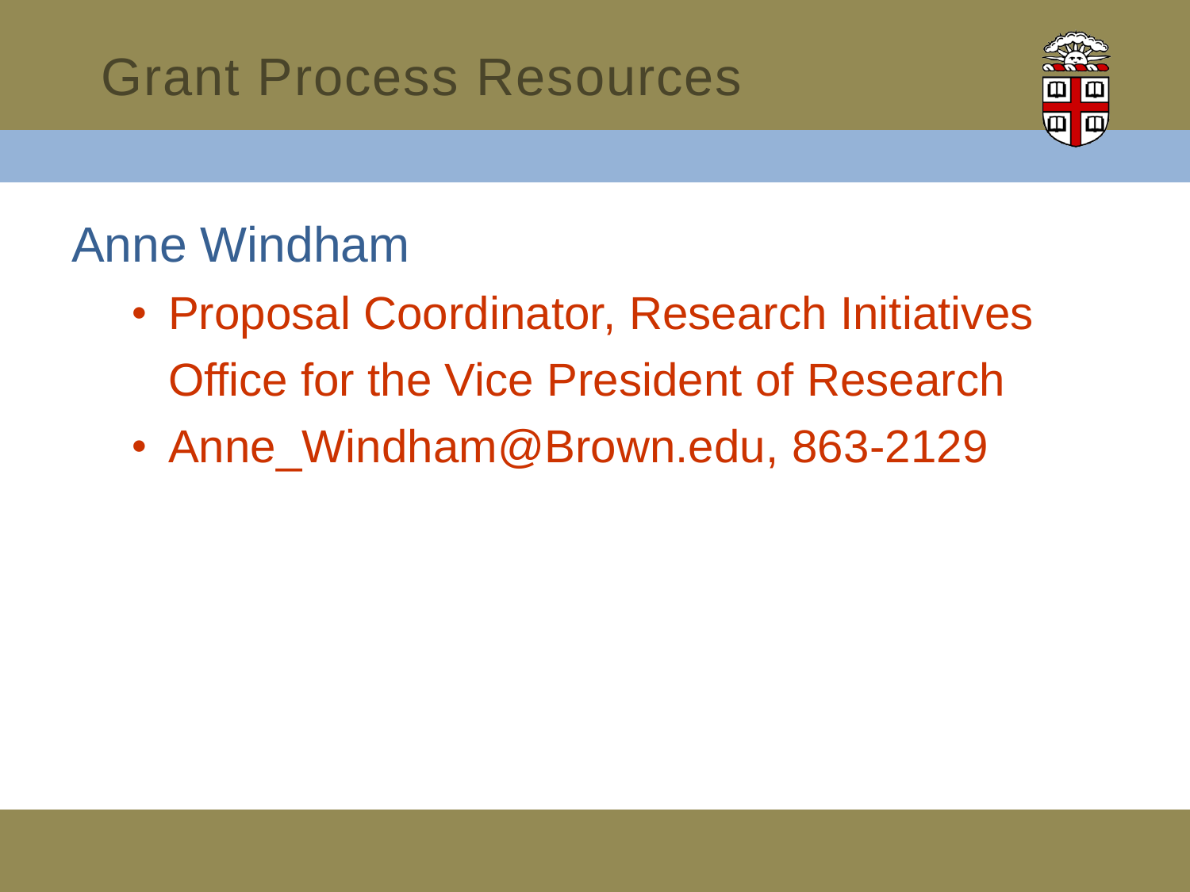# Grant Process Resources

## Anne Windham

- Proposal Coordinator, Research Initiatives
  Office for the Vice President of Research
- Anne_Windham@Brown.edu, 863-2129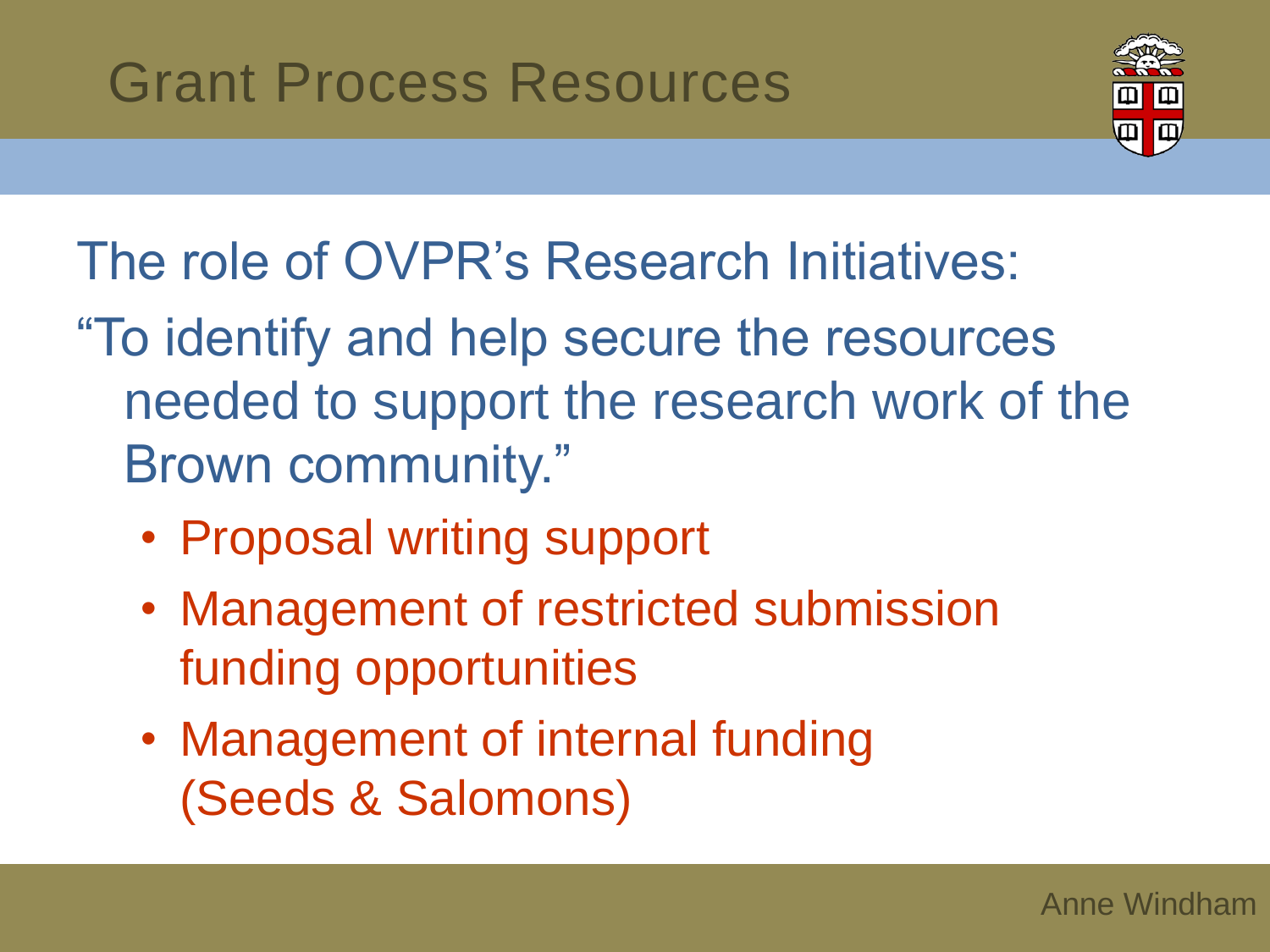# Grant Process Resources

The role of OVPR's Research Initiatives:

"To identify and help secure the resources needed to support the research work of the Brown community."

- Proposal writing support
- Management of restricted submission funding opportunities
- Management of internal funding (Seeds & Salomons)

Anne Windham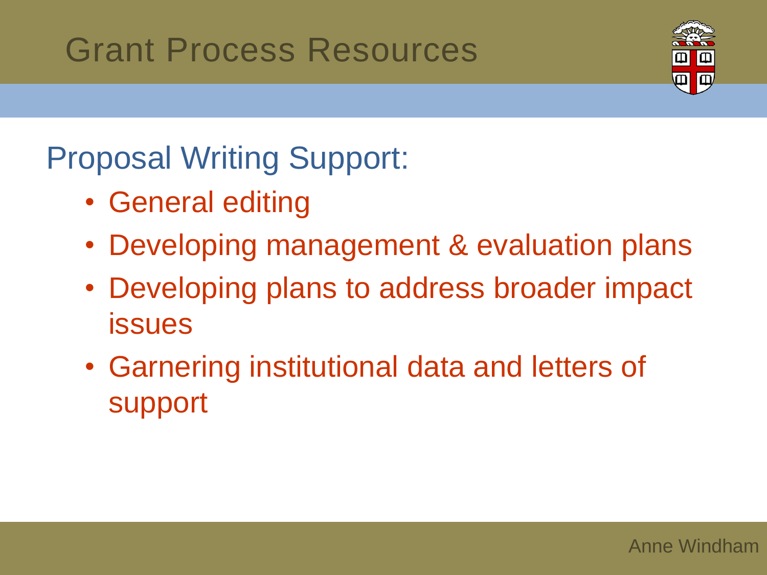# Grant Process Resources

## Proposal Writing Support:

- General editing
- Developing management & evaluation plans
- Developing plans to address broader impact issues
- Garnering institutional data and letters of support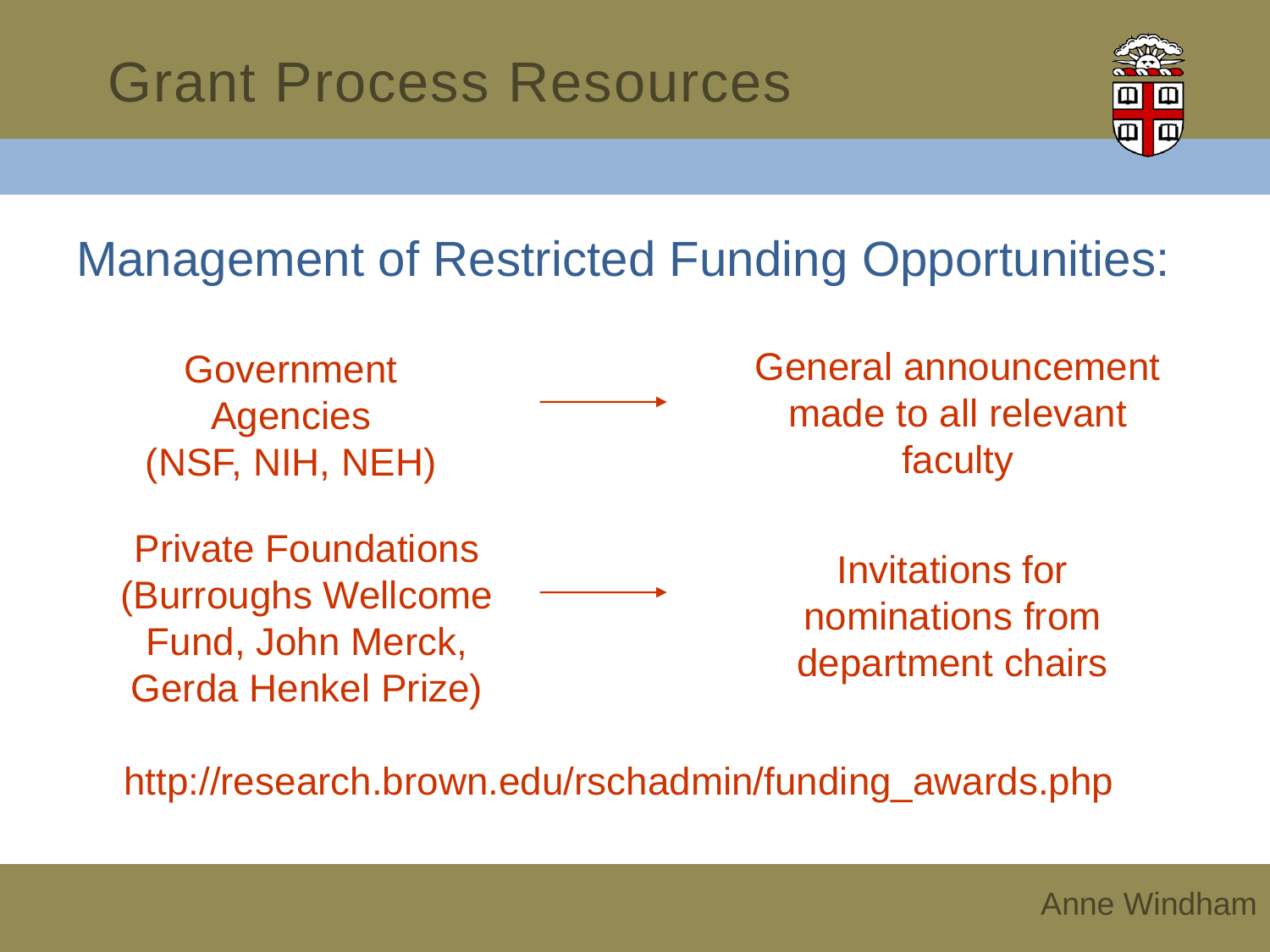# Grant Process Resources

## Management of Restricted Funding Opportunities:

Government Agencies (NSF, NIH, NEH) → General announcement made to all relevant faculty

Private Foundations (Burroughs Wellcome Fund, John Merck, Gerda Henkel Prize) → Invitations for nominations from department chairs

http://research.brown.edu/rschadmin/funding_awards.php

Anne Windham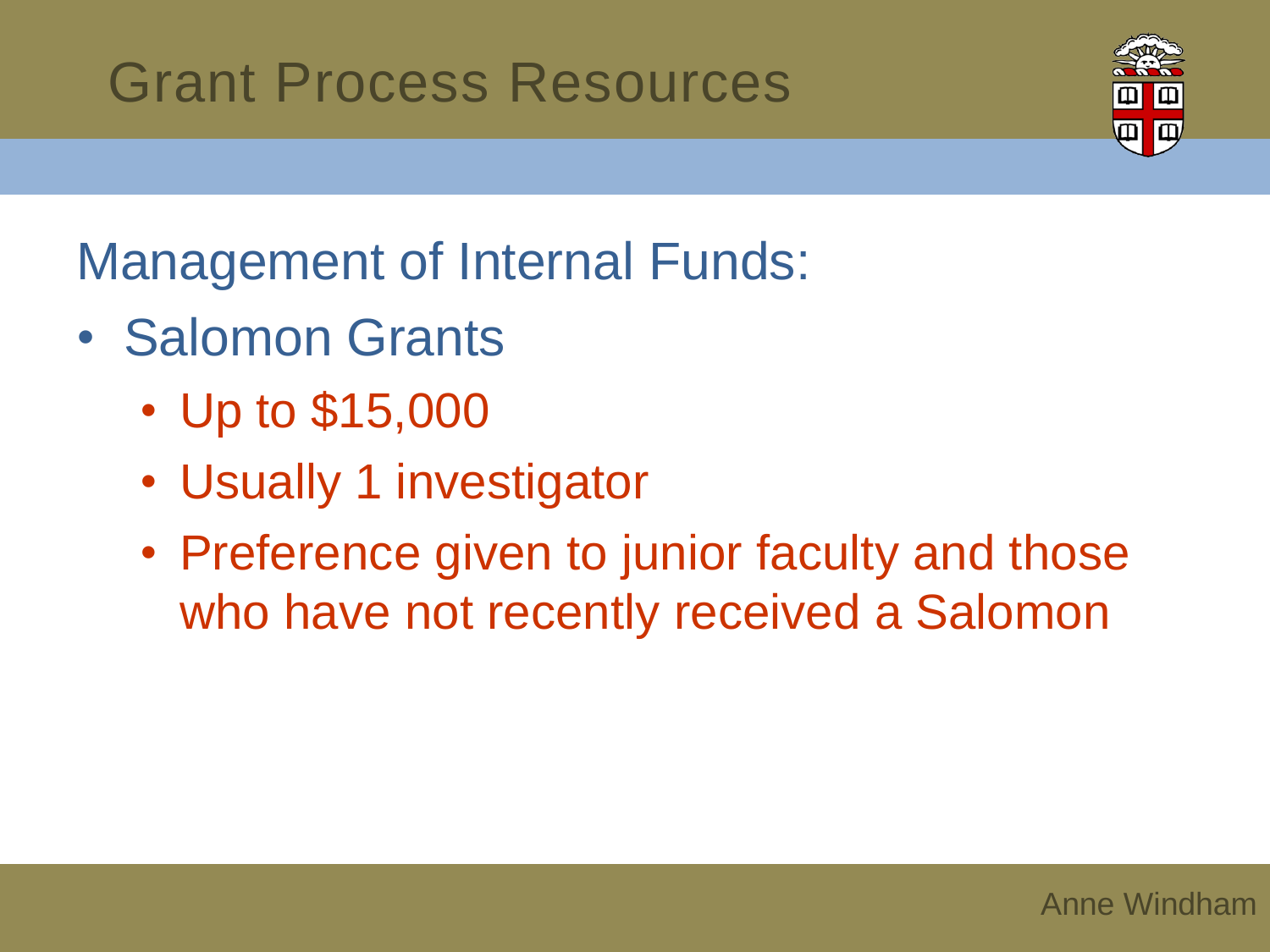# Grant Process Resources

## Management of Internal Funds:

- Salomon Grants
  - Up to $15,000
  - Usually 1 investigator
  - Preference given to junior faculty and those who have not recently received a Salomon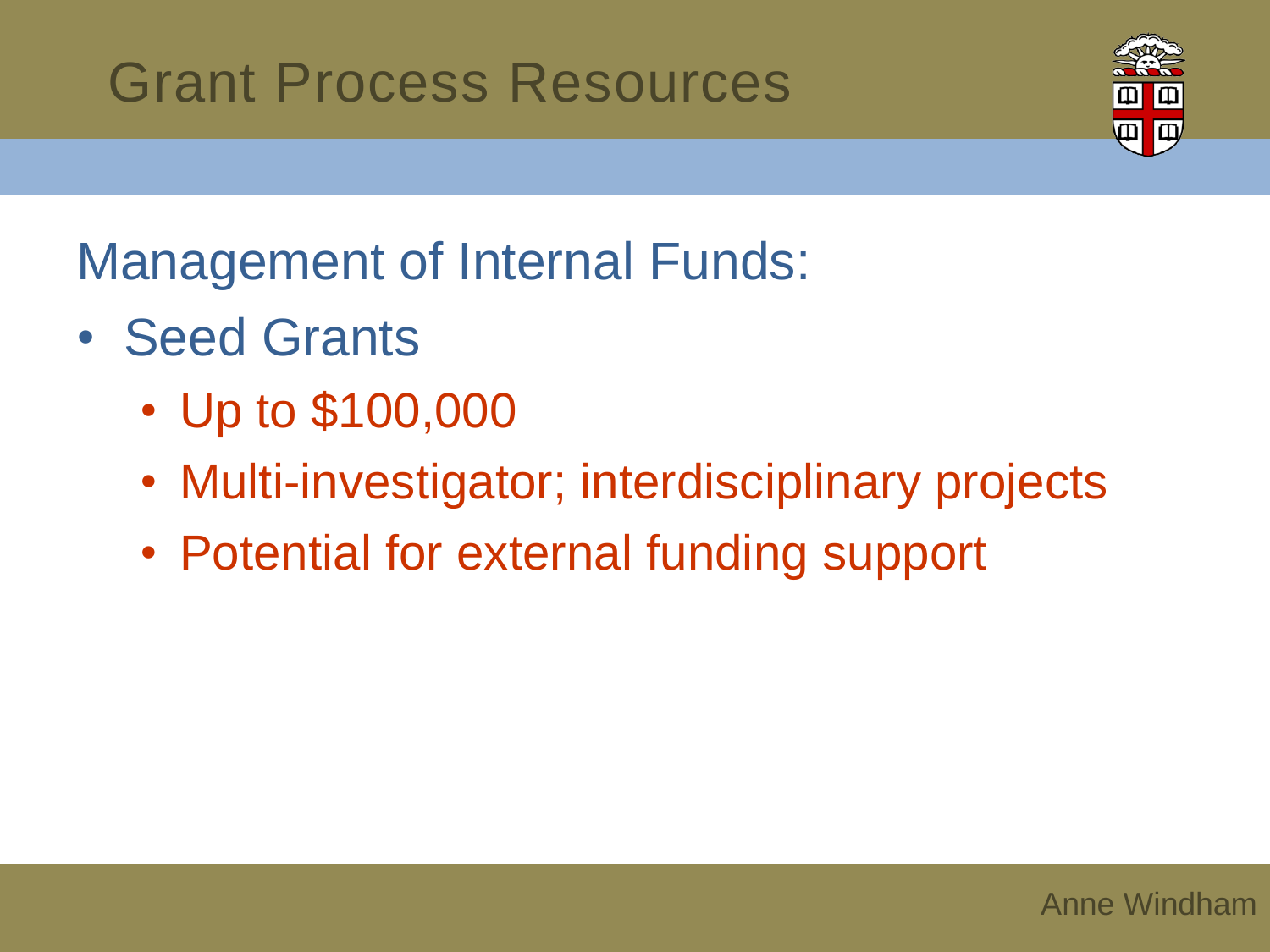# Grant Process Resources

## Management of Internal Funds:

- Seed Grants
  - Up to $100,000
  - Multi-investigator; interdisciplinary projects
  - Potential for external funding support

Anne Windham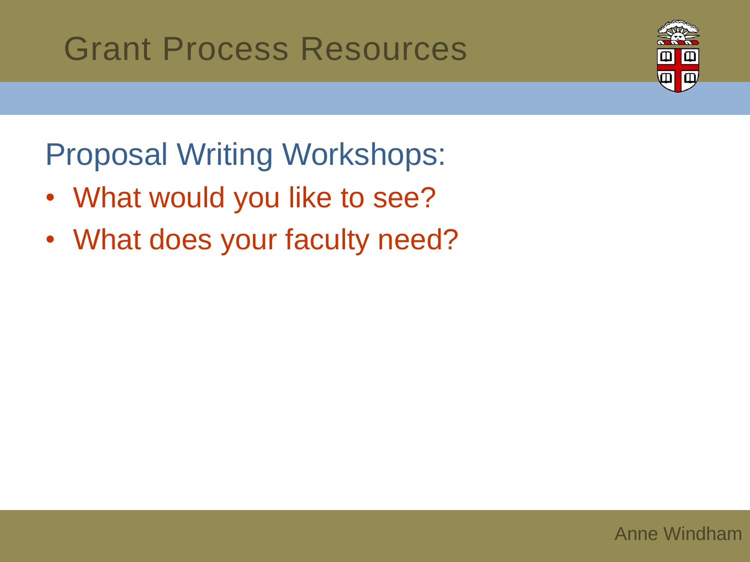# Grant Process Resources

## Proposal Writing Workshops:

- What would you like to see?
- What does your faculty need?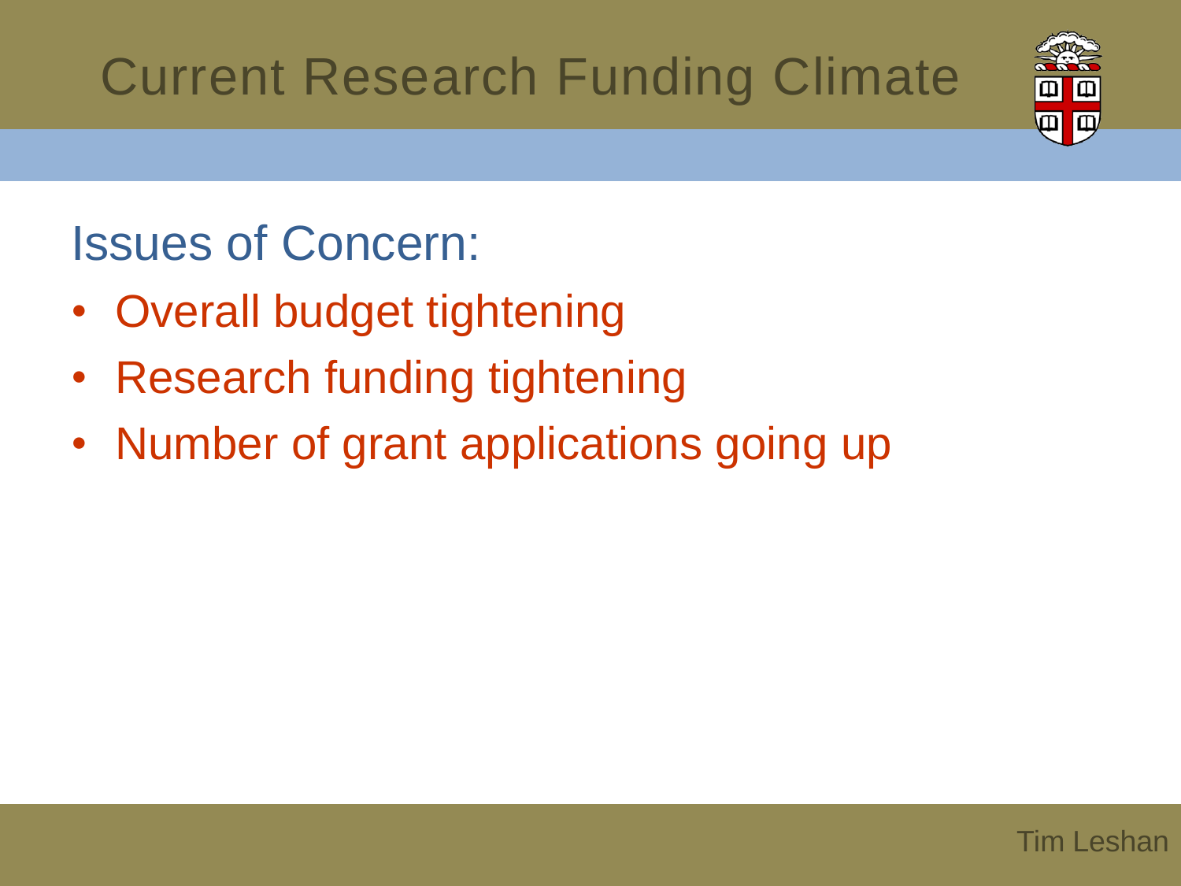# Current Research Funding Climate

## Issues of Concern:

- Overall budget tightening
- Research funding tightening
- Number of grant applications going up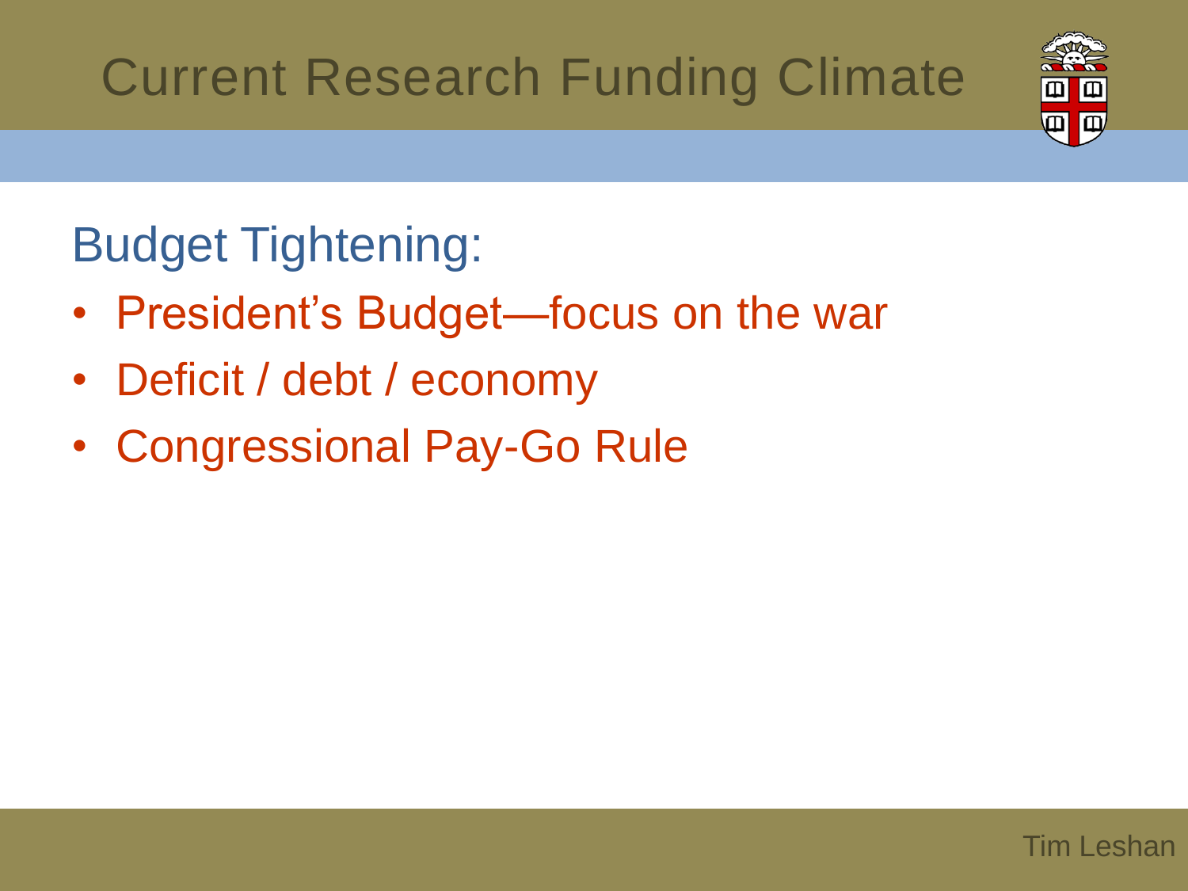# Current Research Funding Climate

## Budget Tightening:

- President's Budget—focus on the war
- Deficit / debt / economy
- Congressional Pay-Go Rule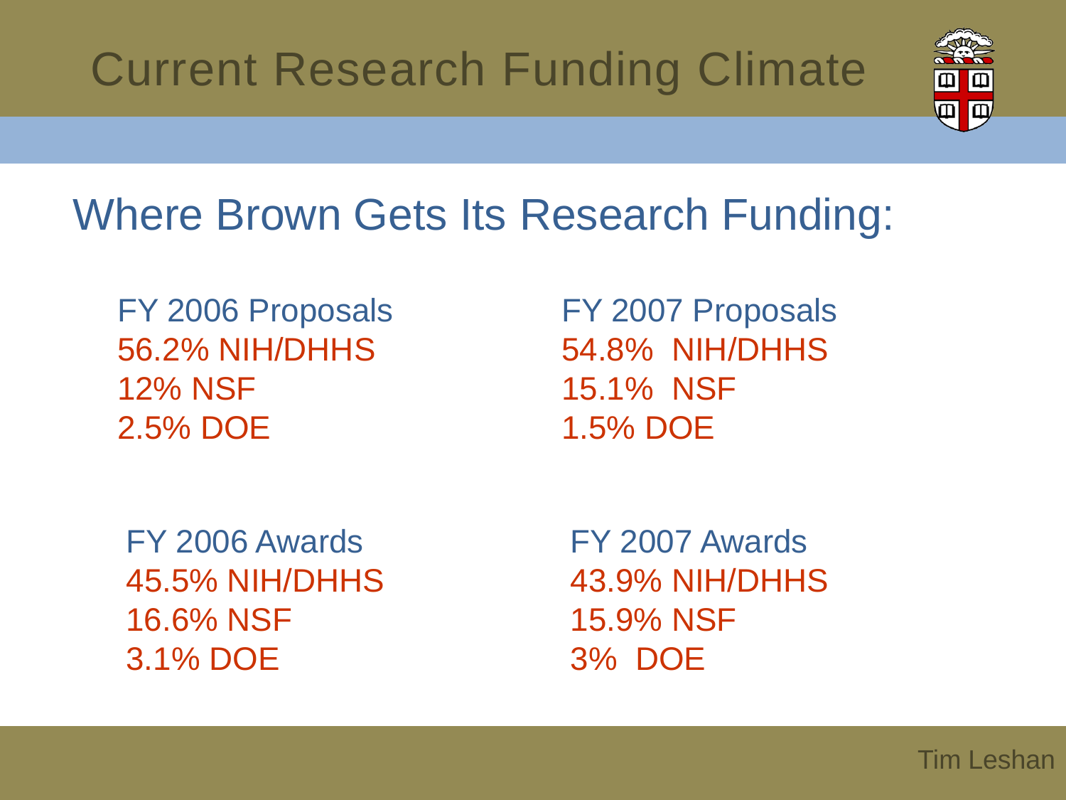# Current Research Funding Climate

## Where Brown Gets Its Research Funding:

FY 2006 Proposals
56.2% NIH/DHHS
12% NSF
2.5% DOE

FY 2007 Proposals
54.8% NIH/DHHS
15.1% NSF
1.5% DOE

FY 2006 Awards
45.5% NIH/DHHS
16.6% NSF
3.1% DOE

FY 2007 Awards
43.9% NIH/DHHS
15.9% NSF
3% DOE

Tim Leshan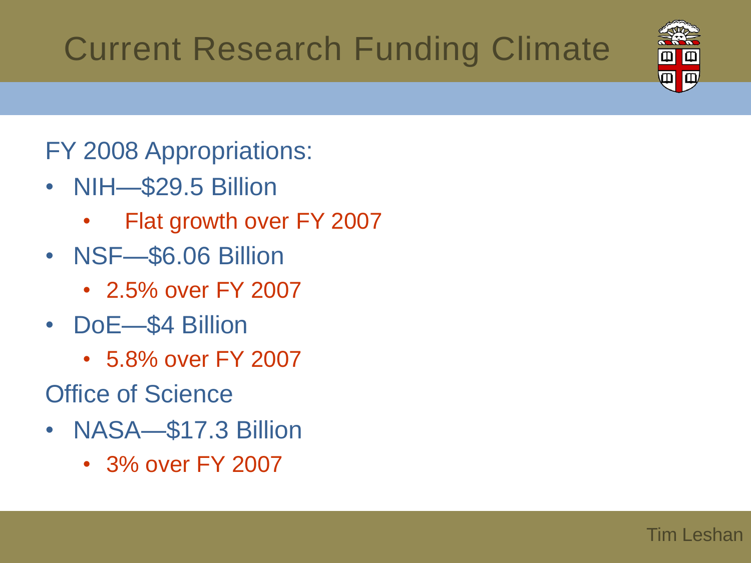# Current Research Funding Climate

FY 2008 Appropriations:

- NIH—$29.5 Billion
  - Flat growth over FY 2007
- NSF—$6.06 Billion
  - 2.5% over FY 2007
- DoE—$4 Billion
  - 5.8% over FY 2007

Office of Science

- NASA—$17.3 Billion
  - 3% over FY 2007

Tim Leshan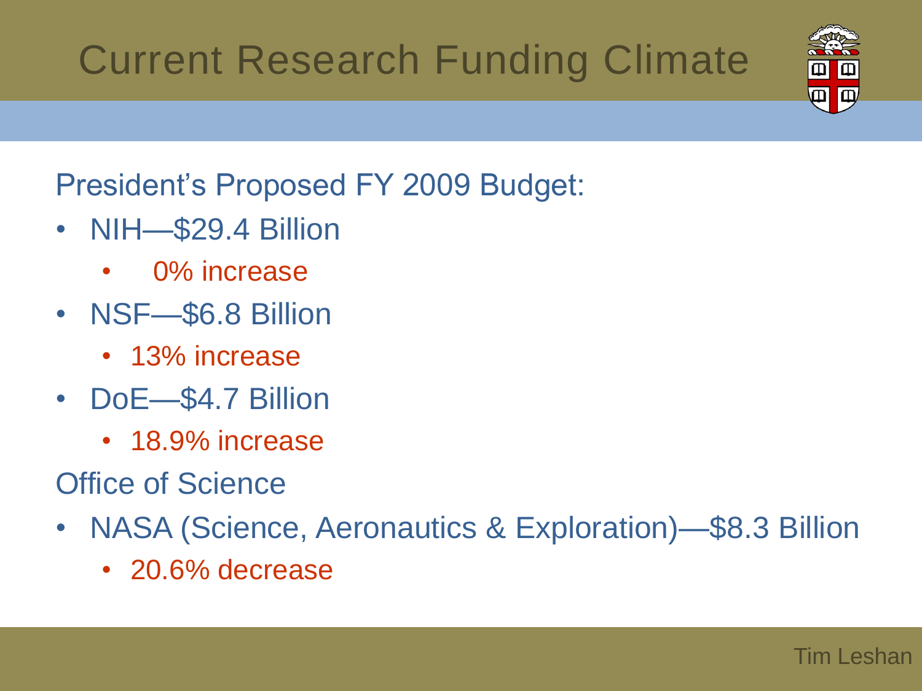# Current Research Funding Climate

President's Proposed FY 2009 Budget:

- NIH—$29.4 Billion
  - 0% increase
- NSF—$6.8 Billion
  - 13% increase
- DoE—$4.7 Billion
  - 18.9% increase

Office of Science

- NASA (Science, Aeronautics & Exploration)—$8.3 Billion
  - 20.6% decrease

Tim Leshan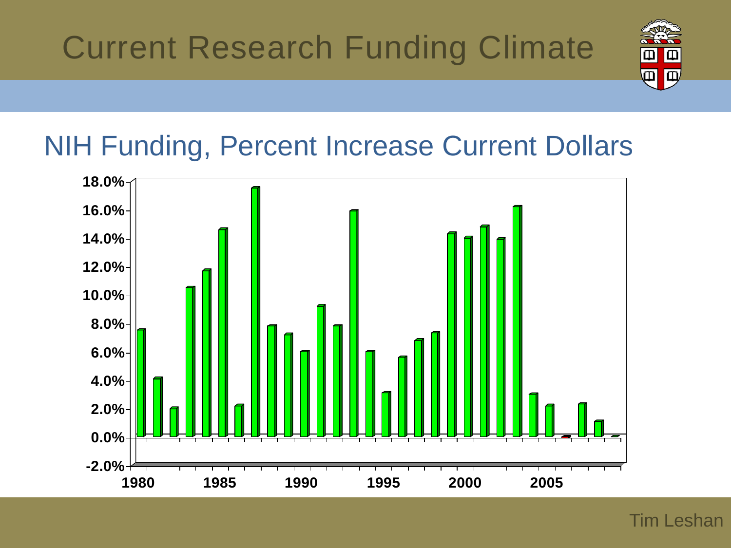# Current Research Funding Climate

## NIH Funding, Percent Increase Current Dollars

18.0%
16.0%
14.0%
12.0%
10.0%
8.0%
6.0%
4.0%
2.0%
0.0%
-2.0%

1980 1985 1990 1995 2000 2005

Tim Leshan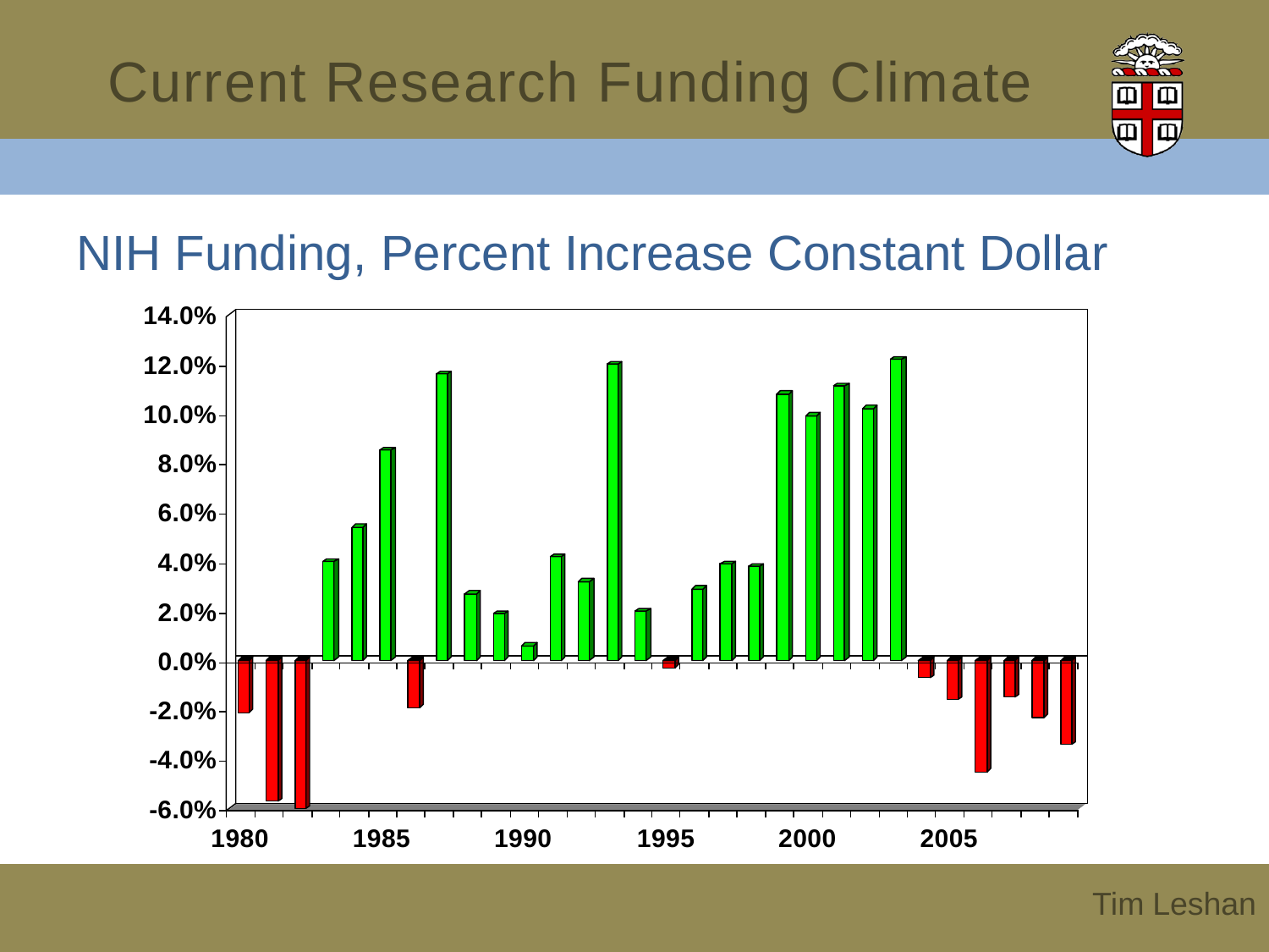# Current Research Funding Climate

## NIH Funding, Percent Increase Constant Dollar

14.0%
12.0%
10.0%
8.0%
6.0%
4.0%
2.0%
0.0%
-2.0%
-4.0%
-6.0%

1980 1985 1990 1995 2000 2005

Tim Leshan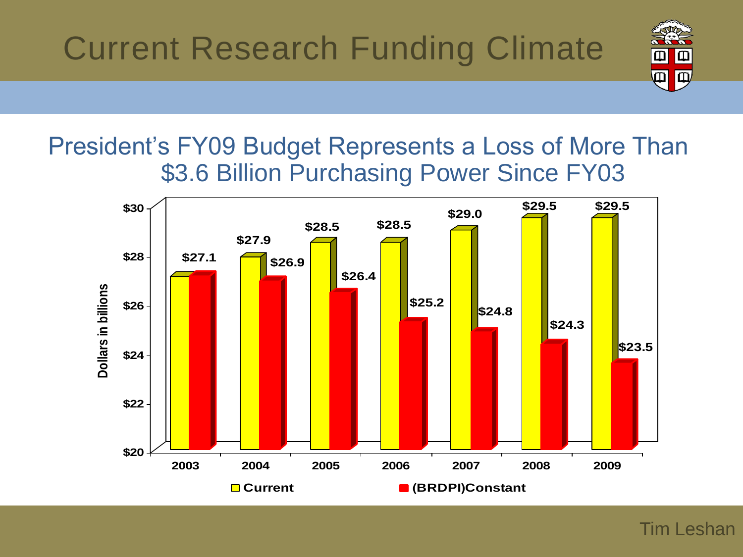# Current Research Funding Climate

## President's FY09 Budget Represents a Loss of More Than $3.6 Billion Purchasing Power Since FY03

| Year | Current | (BRDPI)Constant |
|---|---|---|
| 2003 | $27.1 | |
| 2004 | $27.9 | $26.9 |
| 2005 | $28.5 | $26.4 |
| 2006 | $28.5 | $25.2 |
| 2007 | $29.0 | $24.8 |
| 2008 | $29.5 | $24.3 |
| 2009 | $29.5 | $23.5 |

Dollars in billions

Tim Leshan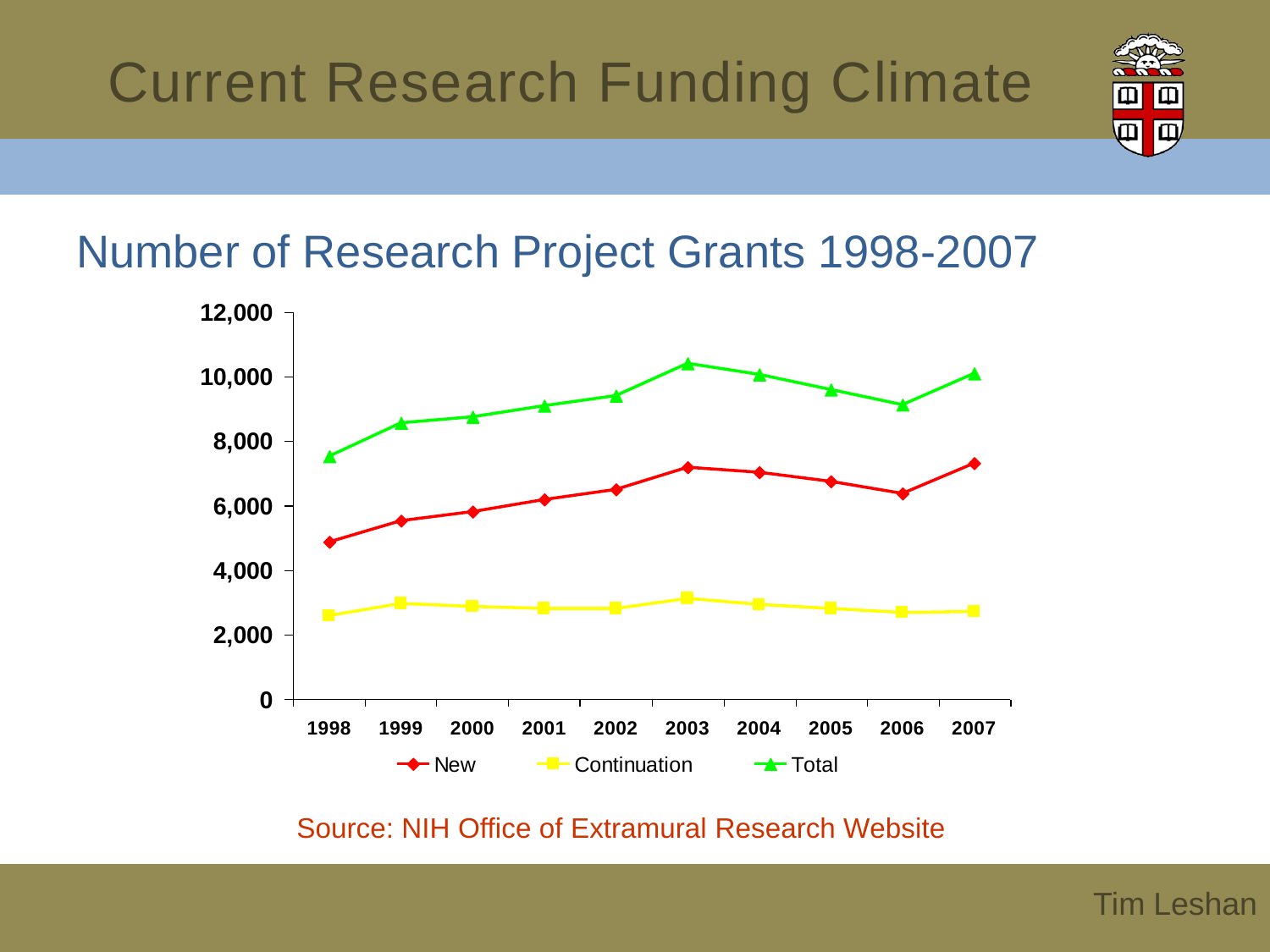# Current Research Funding Climate

## Number of Research Project Grants 1998-2007

Source: NIH Office of Extramural Research Website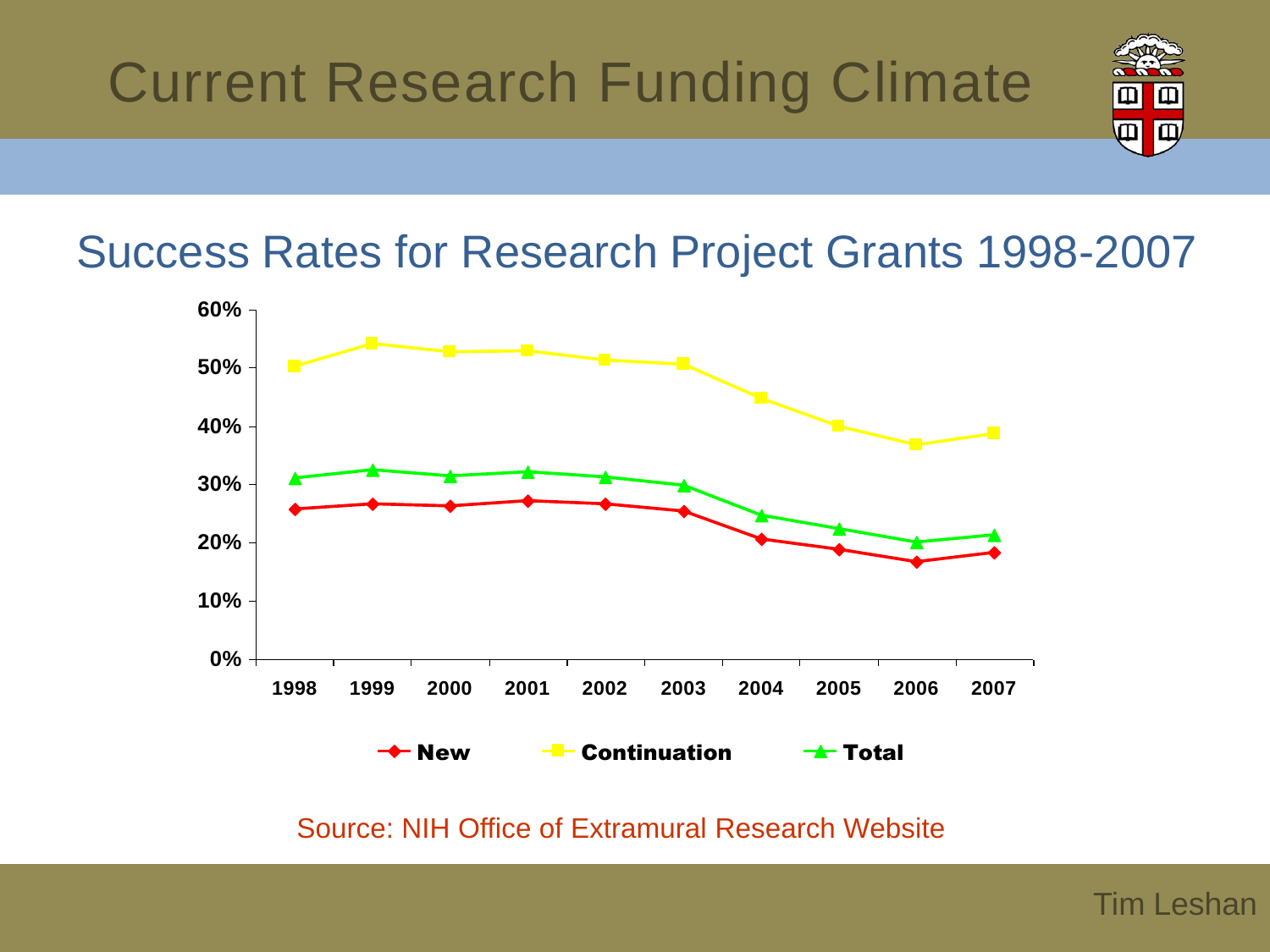# Current Research Funding Climate

## Success Rates for Research Project Grants 1998-2007

Source: NIH Office of Extramural Research Website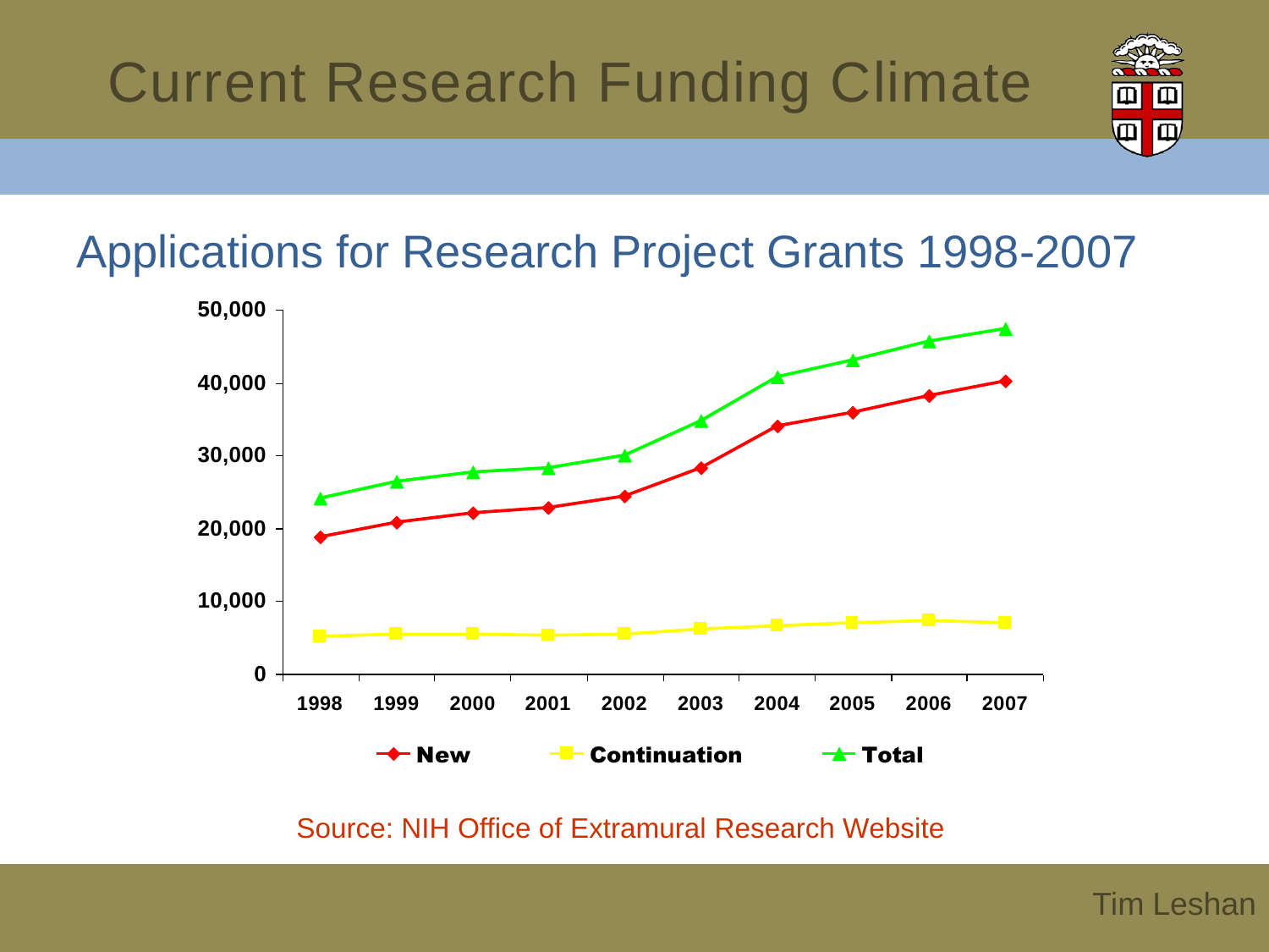# Current Research Funding Climate

## Applications for Research Project Grants 1998-2007

Source: NIH Office of Extramural Research Website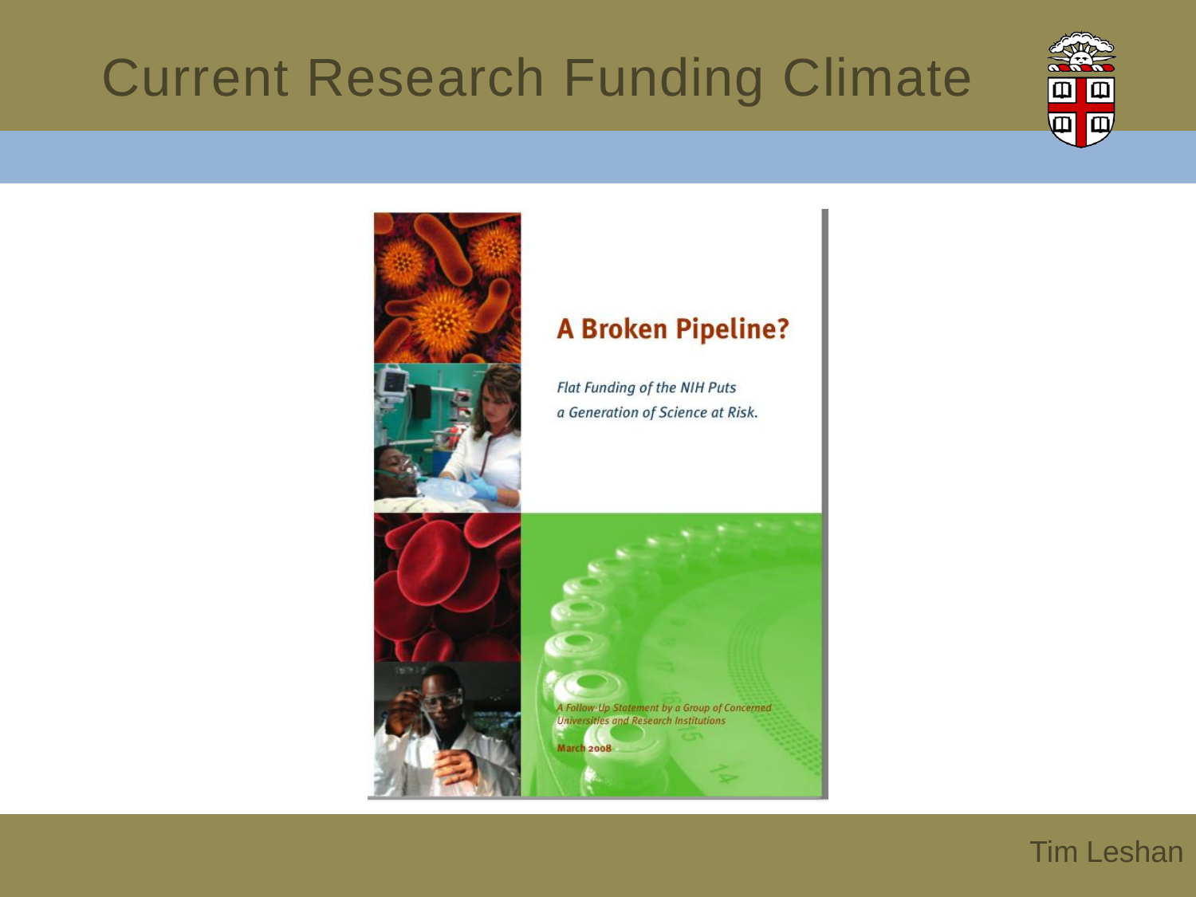# Current Research Funding Climate

## A Broken Pipeline?

*Flat Funding of the NIH Puts a Generation of Science at Risk.*

*A Follow-Up Statement by a Group of Concerned Universities and Research Institutions*

**March 2008**

Tim Leshan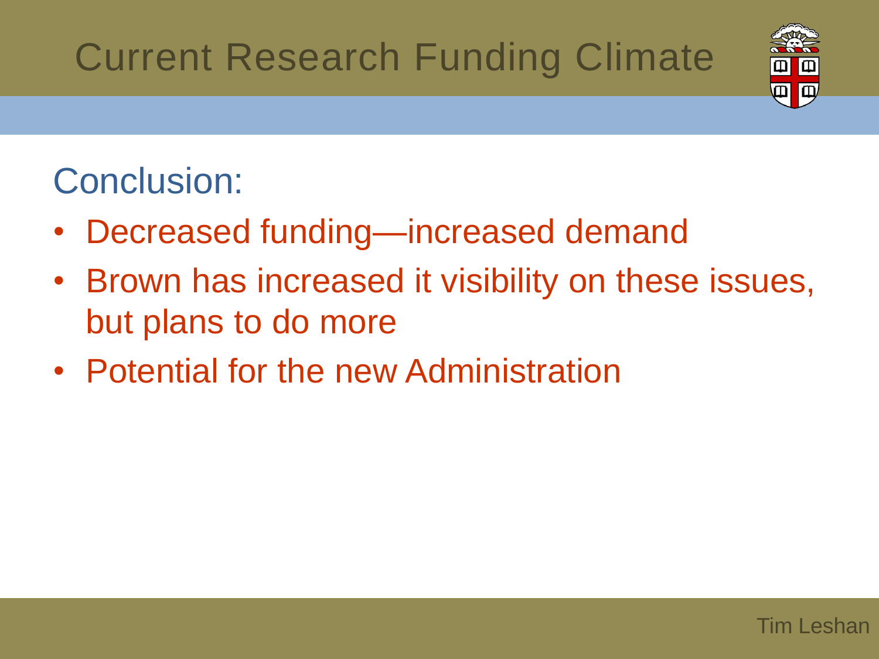# Current Research Funding Climate

## Conclusion:

- Decreased funding—increased demand
- Brown has increased it visibility on these issues, but plans to do more
- Potential for the new Administration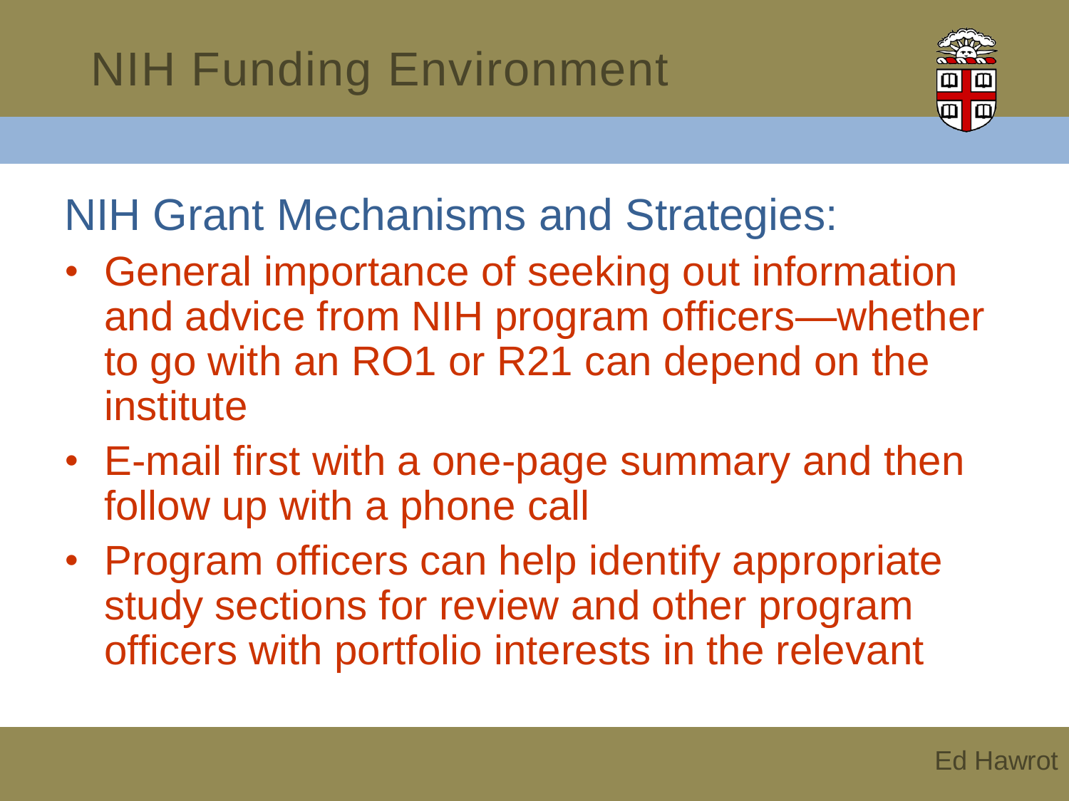# NIH Funding Environment

## NIH Grant Mechanisms and Strategies:

- General importance of seeking out information and advice from NIH program officers—whether to go with an RO1 or R21 can depend on the institute
- E-mail first with a one-page summary and then follow up with a phone call
- Program officers can help identify appropriate study sections for review and other program officers with portfolio interests in the relevant

Ed Hawrot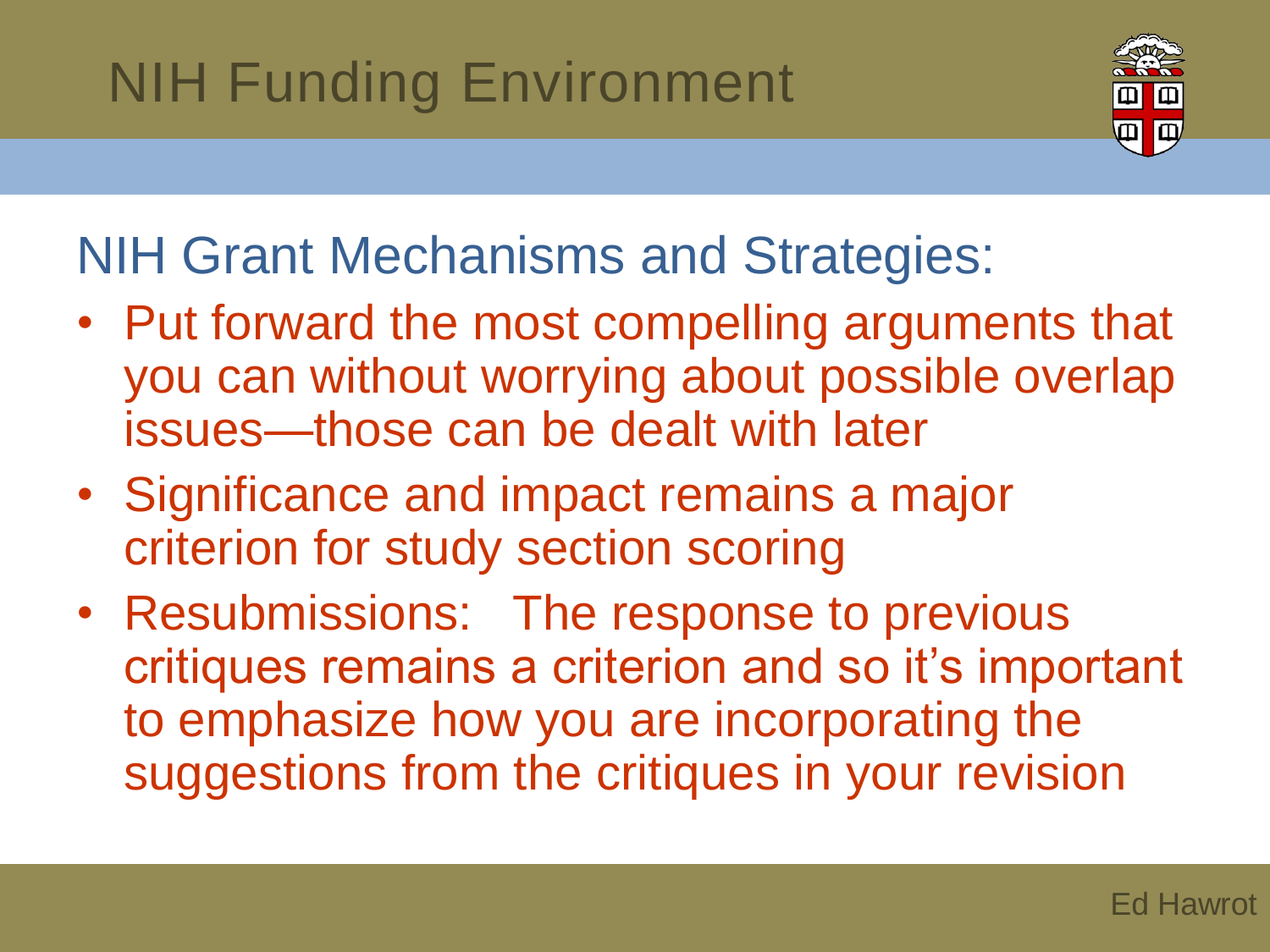# NIH Funding Environment

## NIH Grant Mechanisms and Strategies:

- Put forward the most compelling arguments that you can without worrying about possible overlap issues—those can be dealt with later
- Significance and impact remains a major criterion for study section scoring
- Resubmissions: The response to previous critiques remains a criterion and so it's important to emphasize how you are incorporating the suggestions from the critiques in your revision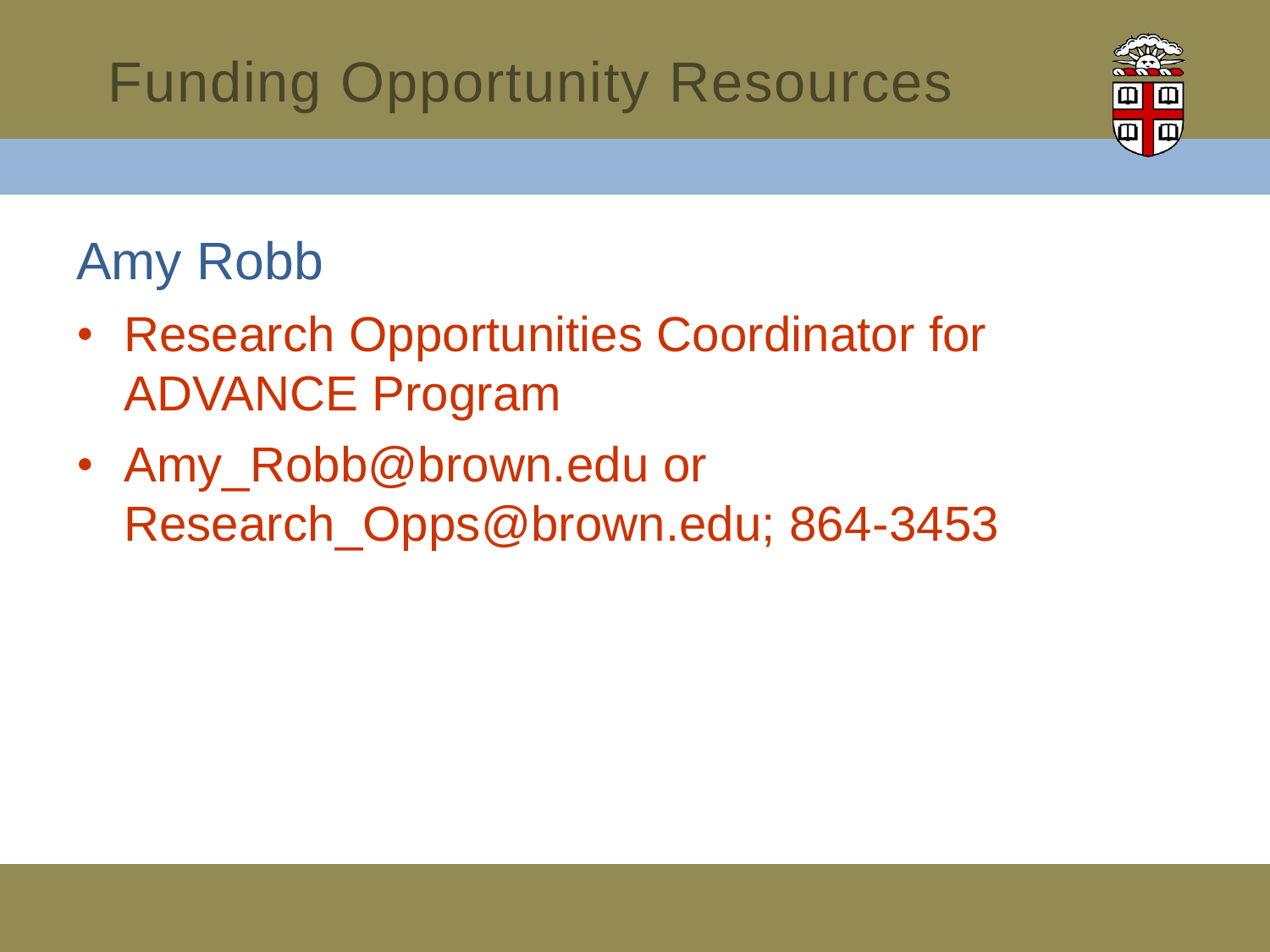# Funding Opportunity Resources

## Amy Robb

- Research Opportunities Coordinator for ADVANCE Program
- Amy_Robb@brown.edu or Research_Opps@brown.edu; 864-3453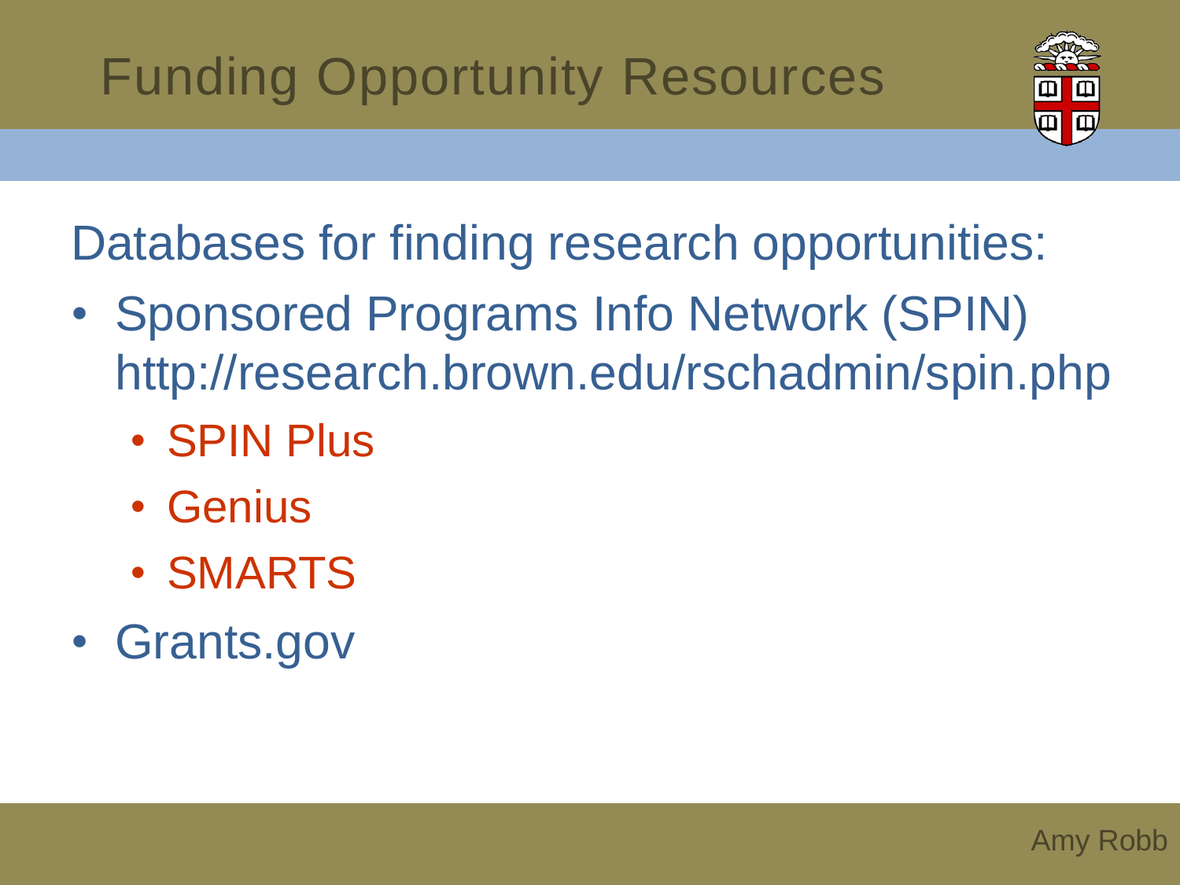# Funding Opportunity Resources

Databases for finding research opportunities:

- Sponsored Programs Info Network (SPIN) http://research.brown.edu/rschadmin/spin.php
  - SPIN Plus
  - Genius
  - SMARTS
- Grants.gov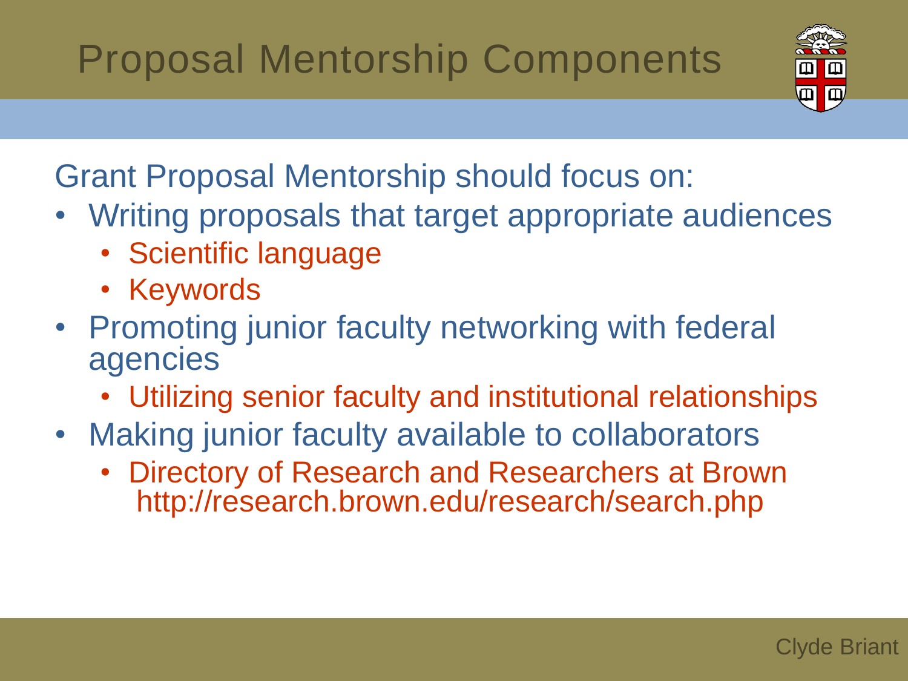# Proposal Mentorship Components

Grant Proposal Mentorship should focus on:

- Writing proposals that target appropriate audiences
  - Scientific language
  - Keywords
- Promoting junior faculty networking with federal agencies
  - Utilizing senior faculty and institutional relationships
- Making junior faculty available to collaborators
  - Directory of Research and Researchers at Brown http://research.brown.edu/research/search.php

Clyde Briant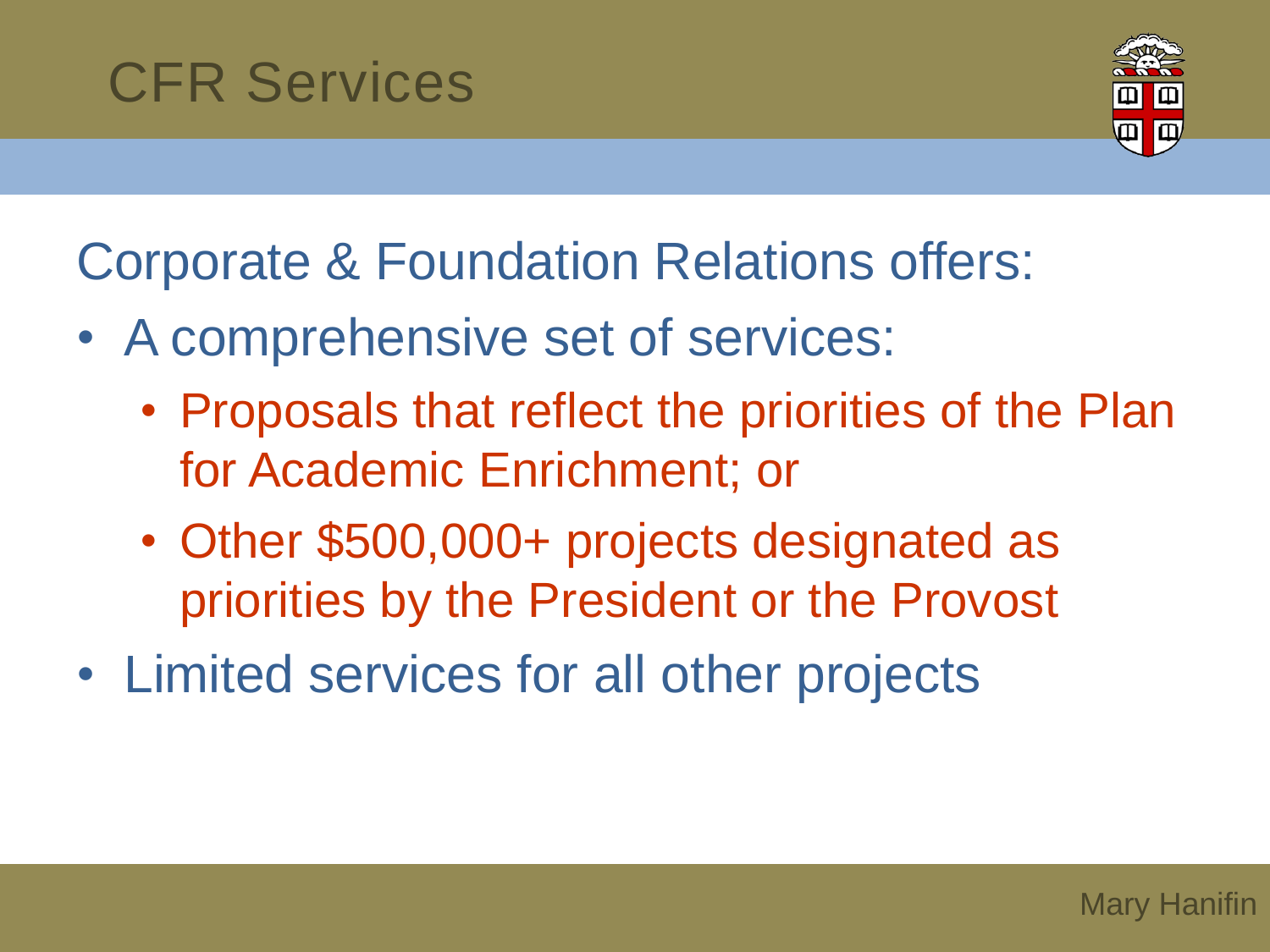# CFR Services

Corporate & Foundation Relations offers:

- A comprehensive set of services:
  - Proposals that reflect the priorities of the Plan for Academic Enrichment; or
  - Other $500,000+ projects designated as priorities by the President or the Provost
- Limited services for all other projects

Mary Hanifin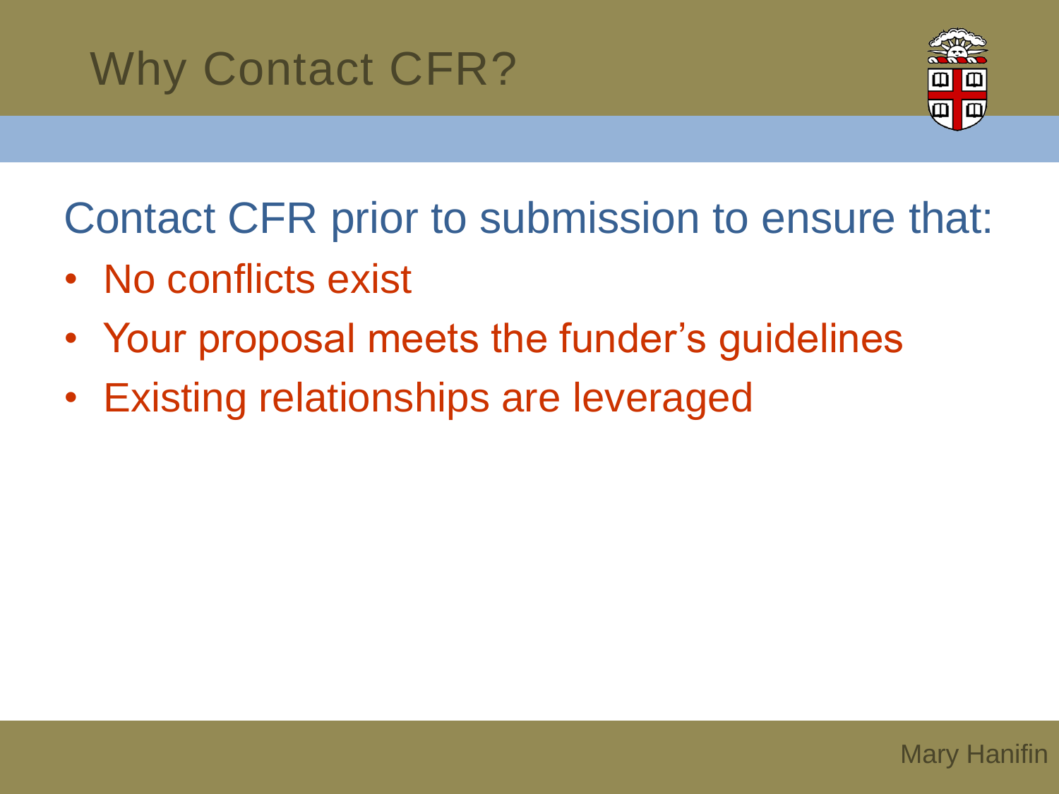# Why Contact CFR?

Contact CFR prior to submission to ensure that:

- No conflicts exist
- Your proposal meets the funder's guidelines
- Existing relationships are leveraged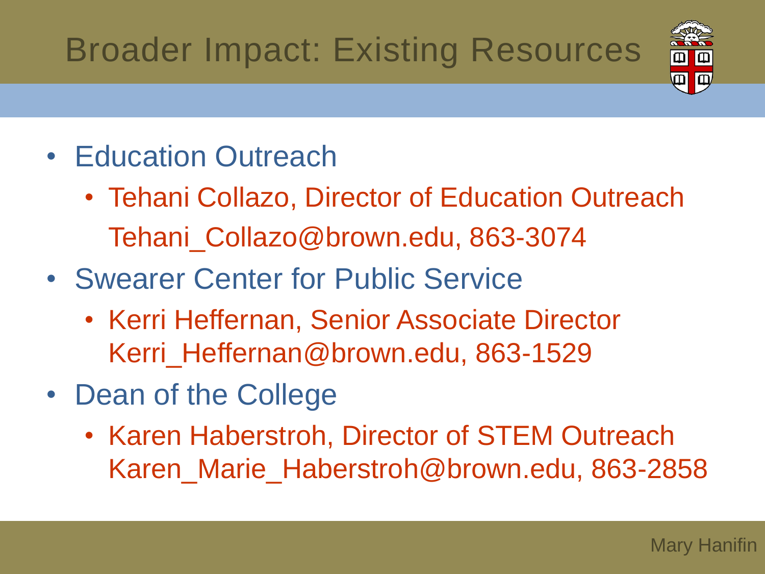# Broader Impact: Existing Resources

- Education Outreach
  - Tehani Collazo, Director of Education Outreach
    Tehani_Collazo@brown.edu, 863-3074
- Swearer Center for Public Service
  - Kerri Heffernan, Senior Associate Director
    Kerri_Heffernan@brown.edu, 863-1529
- Dean of the College
  - Karen Haberstroh, Director of STEM Outreach
    Karen_Marie_Haberstroh@brown.edu, 863-2858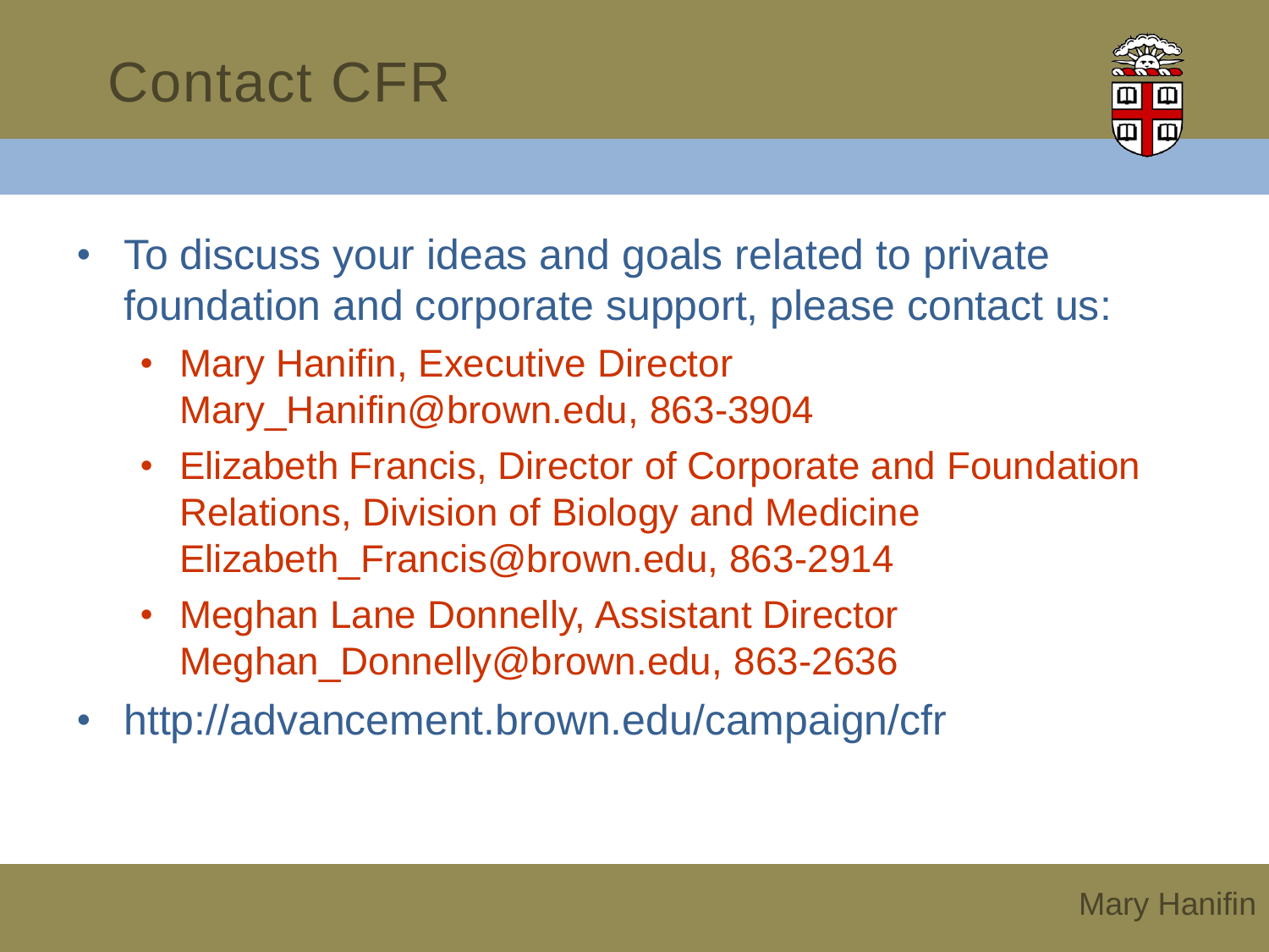# Contact CFR

- To discuss your ideas and goals related to private foundation and corporate support, please contact us:
  - Mary Hanifin, Executive Director
    Mary_Hanifin@brown.edu, 863-3904
  - Elizabeth Francis, Director of Corporate and Foundation Relations, Division of Biology and Medicine
    Elizabeth_Francis@brown.edu, 863-2914
  - Meghan Lane Donnelly, Assistant Director
    Meghan_Donnelly@brown.edu, 863-2636
- http://advancement.brown.edu/campaign/cfr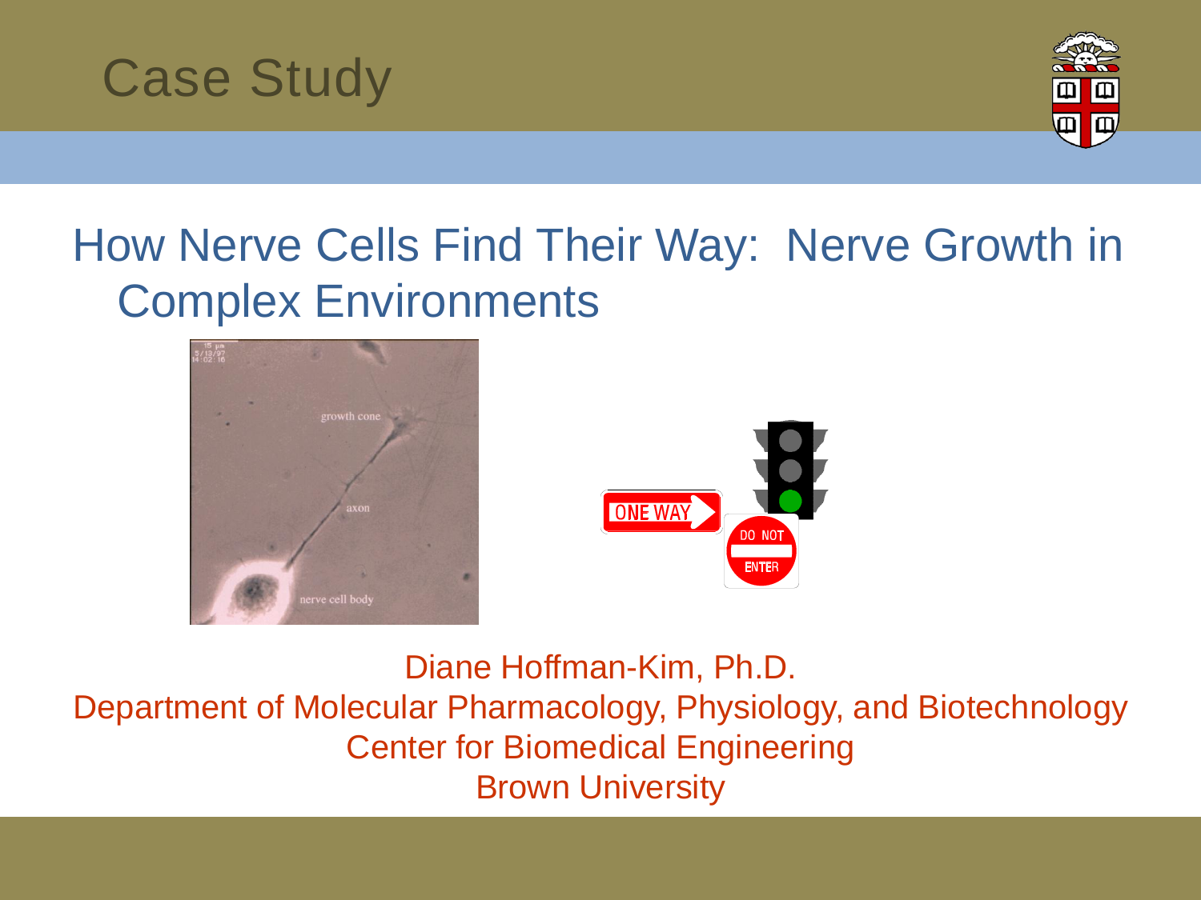# Case Study

## How Nerve Cells Find Their Way: Nerve Growth in Complex Environments

Diane Hoffman-Kim, Ph.D.
Department of Molecular Pharmacology, Physiology, and Biotechnology
Center for Biomedical Engineering
Brown University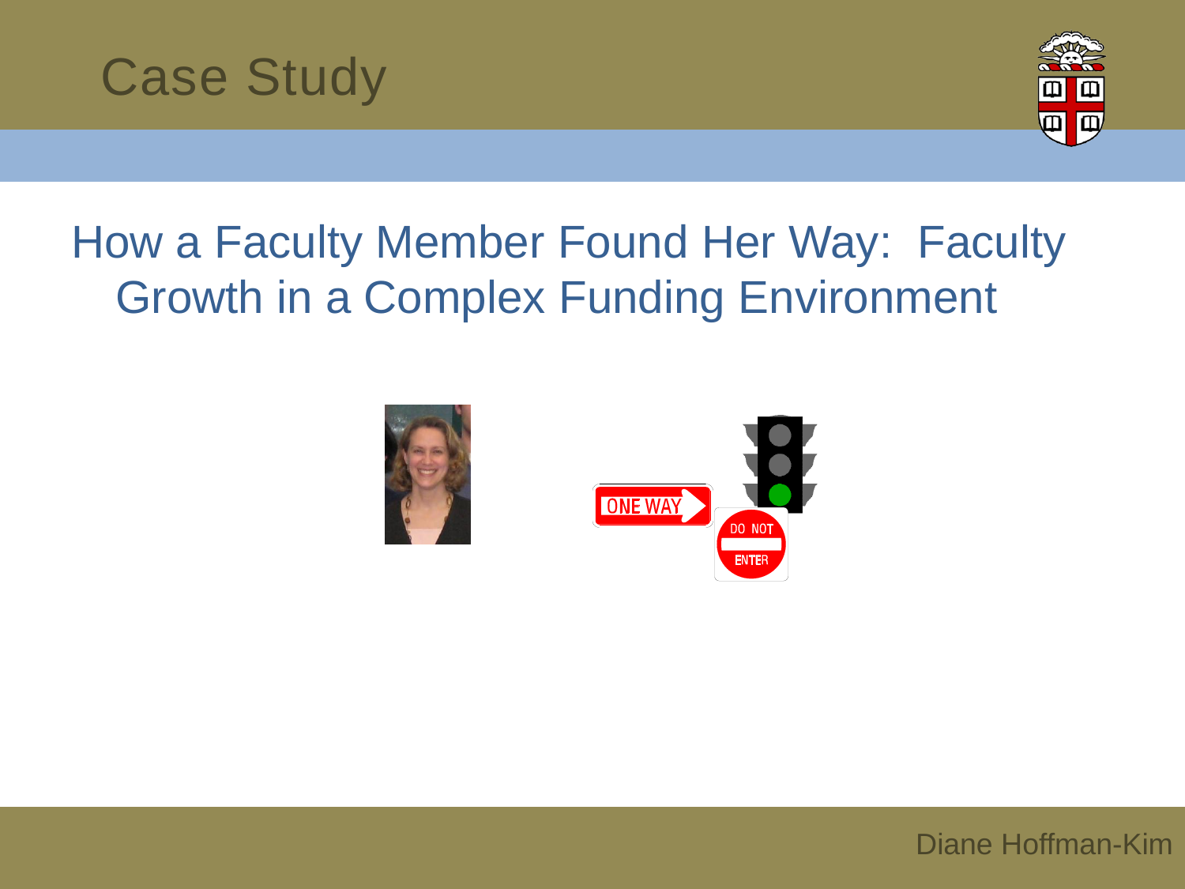# Case Study

## How a Faculty Member Found Her Way: Faculty Growth in a Complex Funding Environment

Diane Hoffman-Kim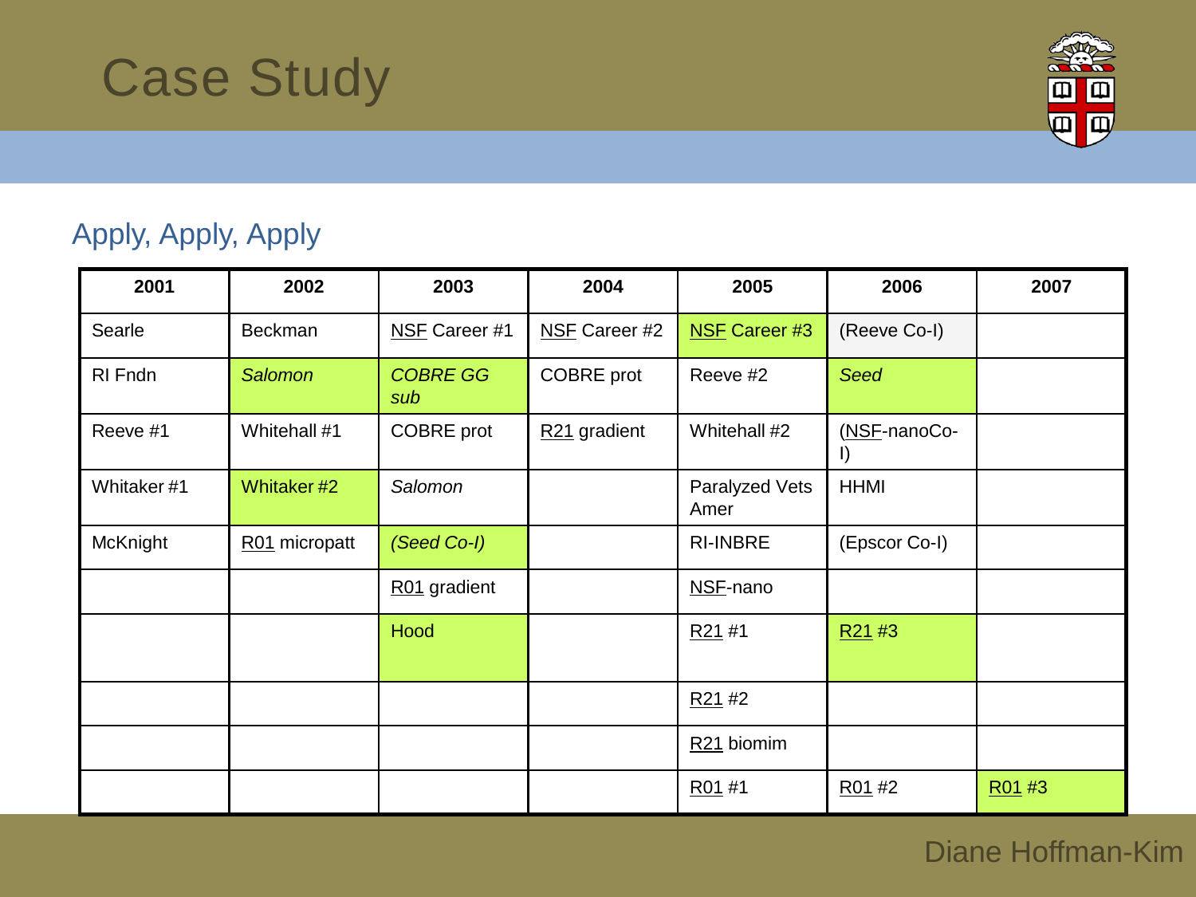# Case Study

## Apply, Apply, Apply

| 2001 | 2002 | 2003 | 2004 | 2005 | 2006 | 2007 |
|---|---|---|---|---|---|---|
| Searle | Beckman | NSF Career #1 | NSF Career #2 | NSF Career #3 | (Reeve Co-I) | |
| RI Fndn | *Salomon* | *COBRE GG sub* | COBRE prot | Reeve #2 | *Seed* | |
| Reeve #1 | Whitehall #1 | COBRE prot | R21 gradient | Whitehall #2 | (NSF-nanoCo-I) | |
| Whitaker #1 | Whitaker #2 | *Salomon* | | Paralyzed Vets Amer | HHMI | |
| McKnight | R01 micropatt | *(Seed Co-I)* | | RI-INBRE | (Epscor Co-I) | |
| | | R01 gradient | | NSF-nano | | |
| | | Hood | | R21 #1 | R21 #3 | |
| | | | | R21 #2 | | |
| | | | | R21 biomim | | |
| | | | | R01 #1 | R01 #2 | R01 #3 |

Diane Hoffman-Kim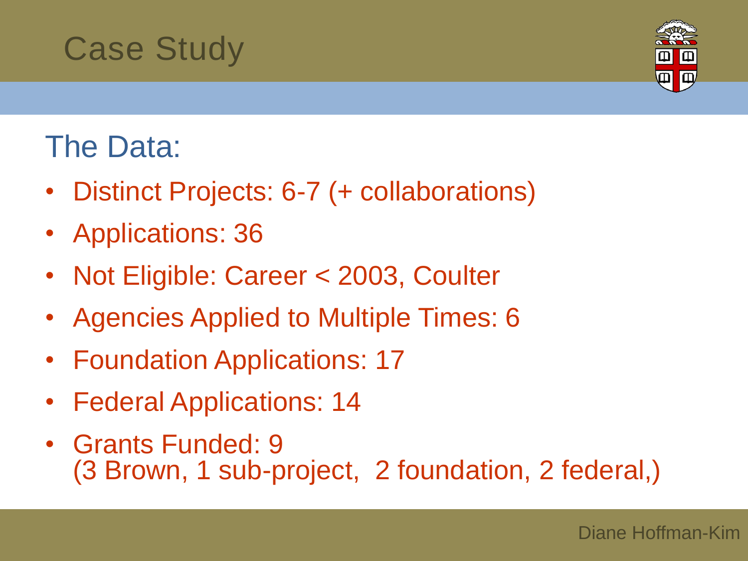# Case Study

## The Data:

- Distinct Projects: 6-7 (+ collaborations)
- Applications: 36
- Not Eligible: Career < 2003, Coulter
- Agencies Applied to Multiple Times: 6
- Foundation Applications: 17
- Federal Applications: 14
- Grants Funded: 9
  (3 Brown, 1 sub-project, 2 foundation, 2 federal,)

Diane Hoffman-Kim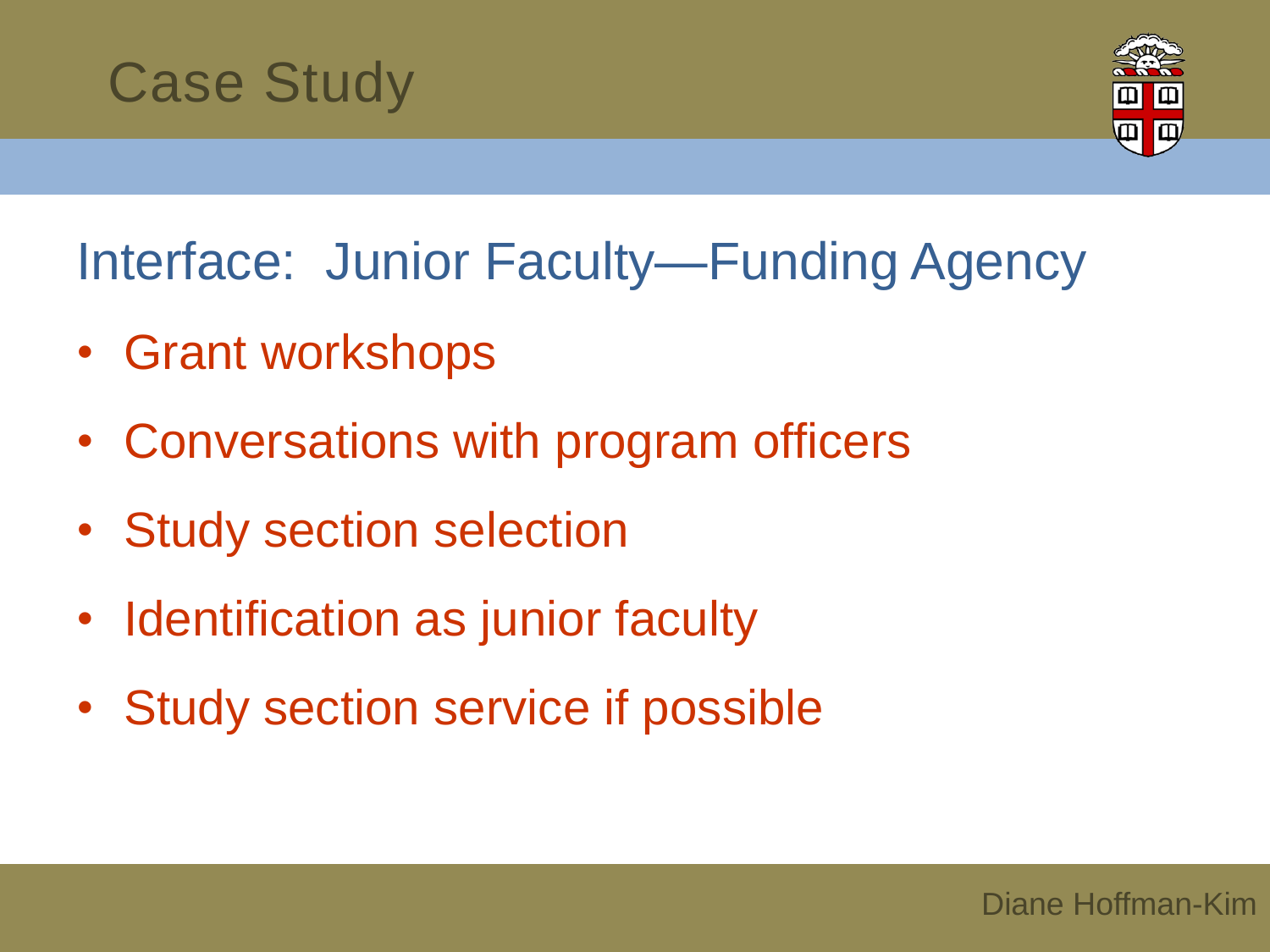# Case Study

## Interface: Junior Faculty—Funding Agency

- Grant workshops
- Conversations with program officers
- Study section selection
- Identification as junior faculty
- Study section service if possible

Diane Hoffman-Kim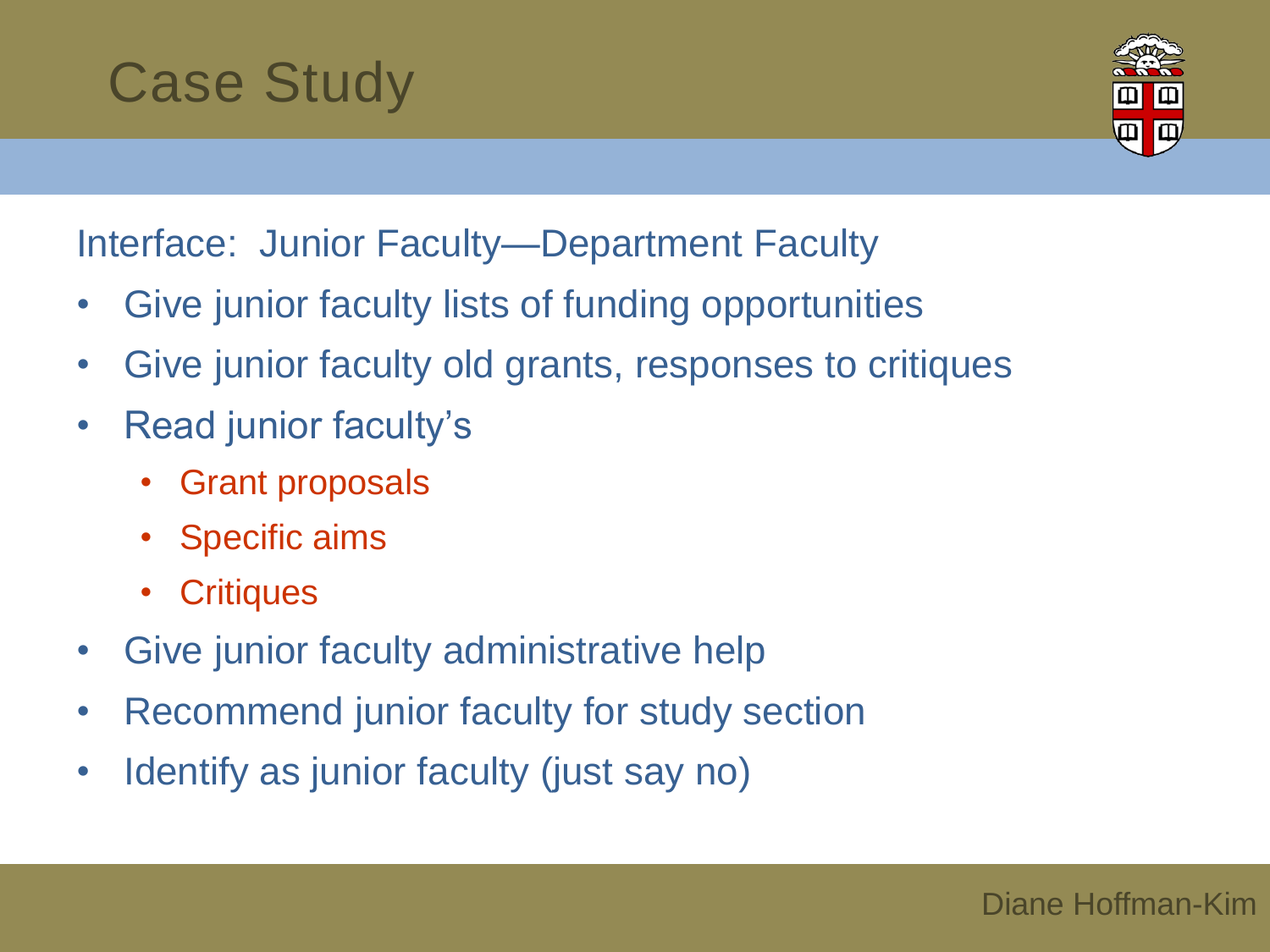# Case Study

Interface: Junior Faculty—Department Faculty

- Give junior faculty lists of funding opportunities
- Give junior faculty old grants, responses to critiques
- Read junior faculty's
  - Grant proposals
  - Specific aims
  - Critiques
- Give junior faculty administrative help
- Recommend junior faculty for study section
- Identify as junior faculty (just say no)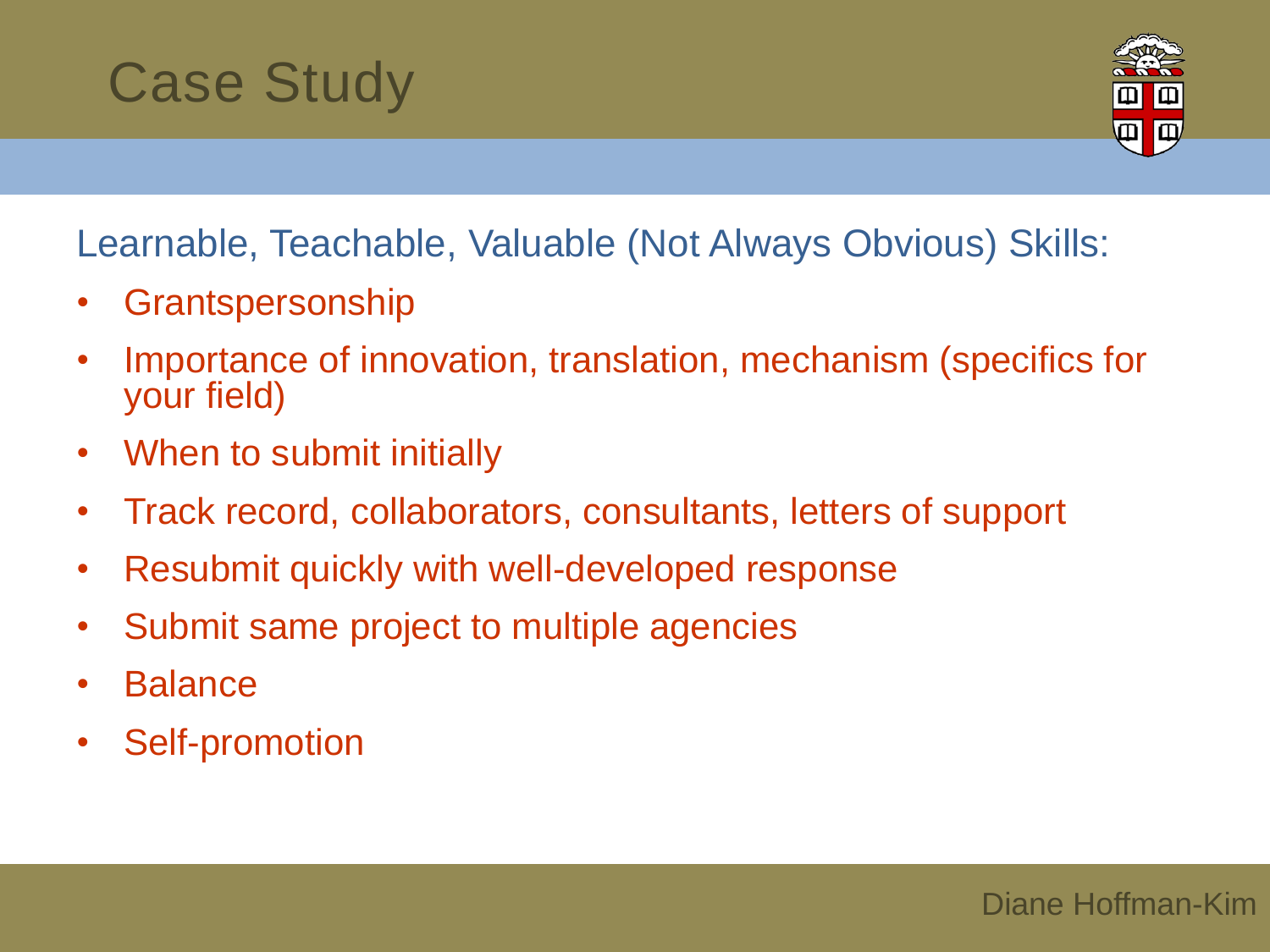# Case Study

Learnable, Teachable, Valuable (Not Always Obvious) Skills:

- Grantspersonship
- Importance of innovation, translation, mechanism (specifics for your field)
- When to submit initially
- Track record, collaborators, consultants, letters of support
- Resubmit quickly with well-developed response
- Submit same project to multiple agencies
- Balance
- Self-promotion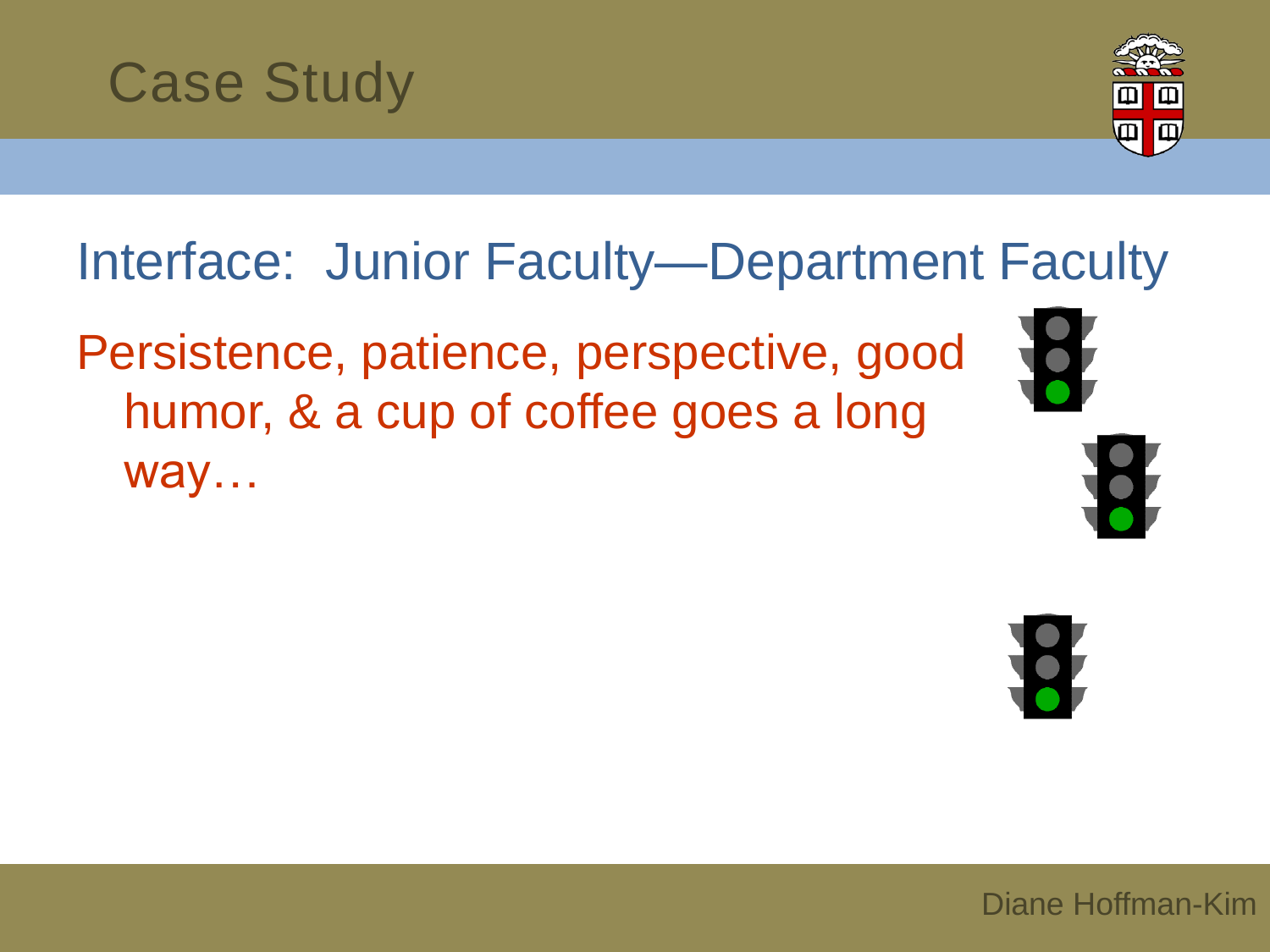# Case Study

## Interface: Junior Faculty—Department Faculty

Persistence, patience, perspective, good humor, & a cup of coffee goes a long way…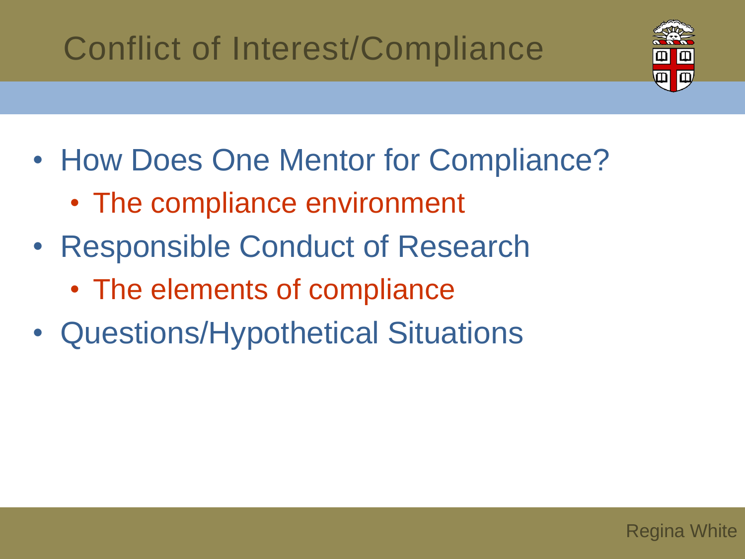# Conflict of Interest/Compliance

- How Does One Mentor for Compliance?
  - The compliance environment
- Responsible Conduct of Research
  - The elements of compliance
- Questions/Hypothetical Situations

Regina White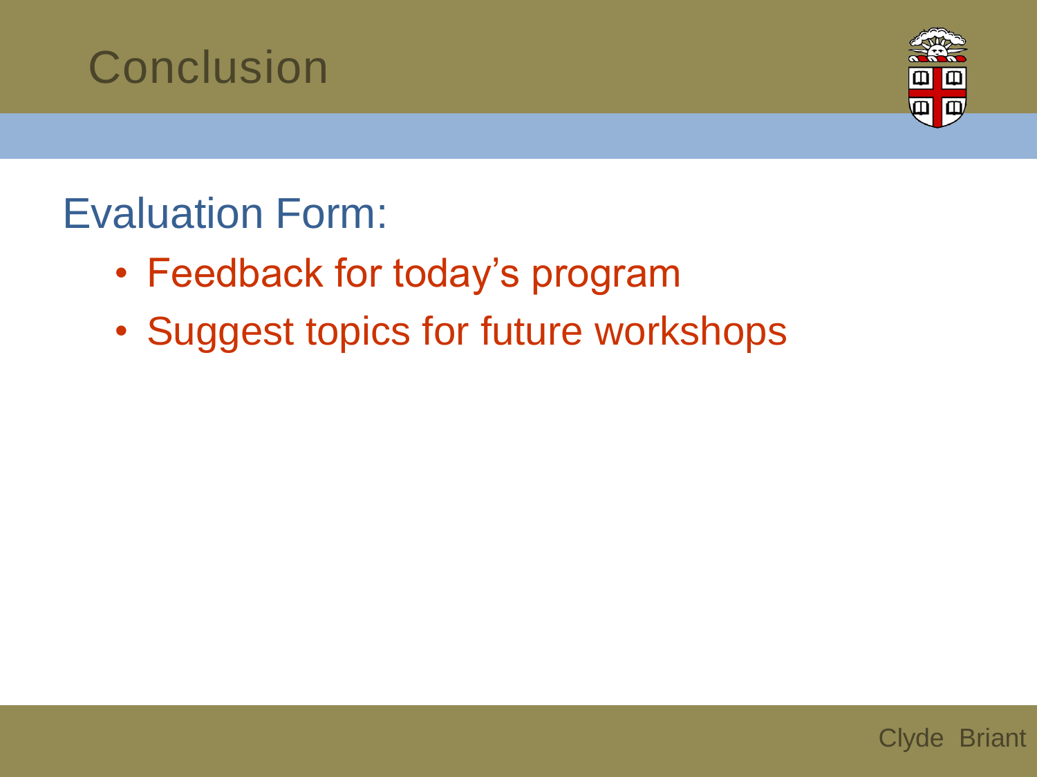# Conclusion

## Evaluation Form:

- Feedback for today's program
- Suggest topics for future workshops